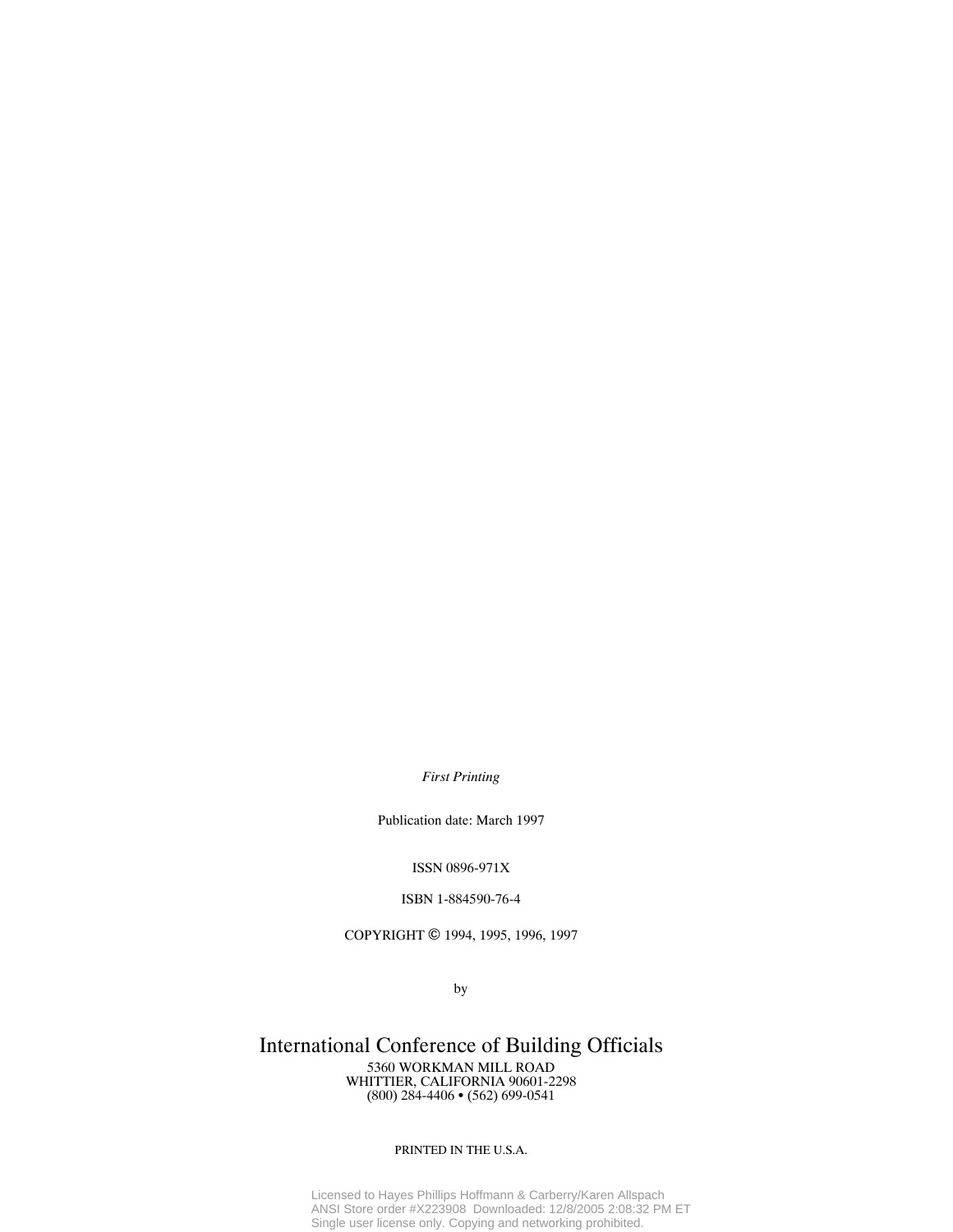*First Printing*

Publication date: March 1997

ISSN 0896-971X

ISBN 1-884590-76-4

COPYRIGHT © 1994, 1995, 1996, 1997

by

International Conference of Building Officials

5360 WORKMAN MILL ROAD
WHITTIER, CALIFORNIA 90601-2298
(800) 284-4406 • (562) 699-0541

PRINTED IN THE U.S.A.

Licensed to Hayes Phillips Hoffmann & Carberry/Karen Allspach
ANSI Store order #X223908 Downloaded: 12/8/2005 2:08:32 PM ET
Single user license only. Copying and networking prohibited.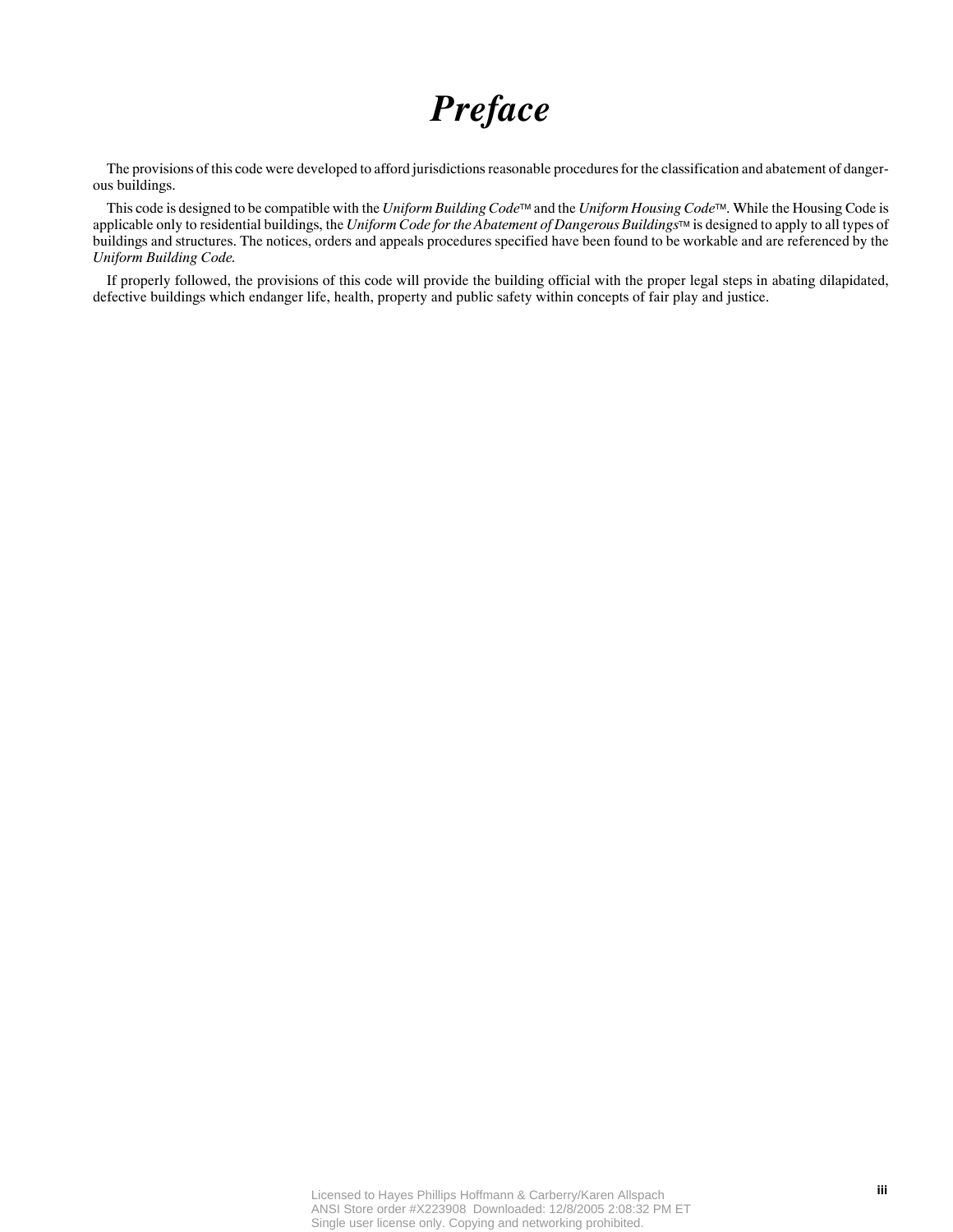# *Preface*

The provisions of this code were developed to afford jurisdictions reasonable procedures for the classification and abatement of dangerous buildings.

This code is designed to be compatible with the *Uniform Building Code*™ and the *Uniform Housing Code*™. While the Housing Code is applicable only to residential buildings, the *Uniform Code for the Abatement of Dangerous Buildings*™ is designed to apply to all types of buildings and structures. The notices, orders and appeals procedures specified have been found to be workable and are referenced by the *Uniform Building Code.*

If properly followed, the provisions of this code will provide the building official with the proper legal steps in abating dilapidated, defective buildings which endanger life, health, property and public safety within concepts of fair play and justice.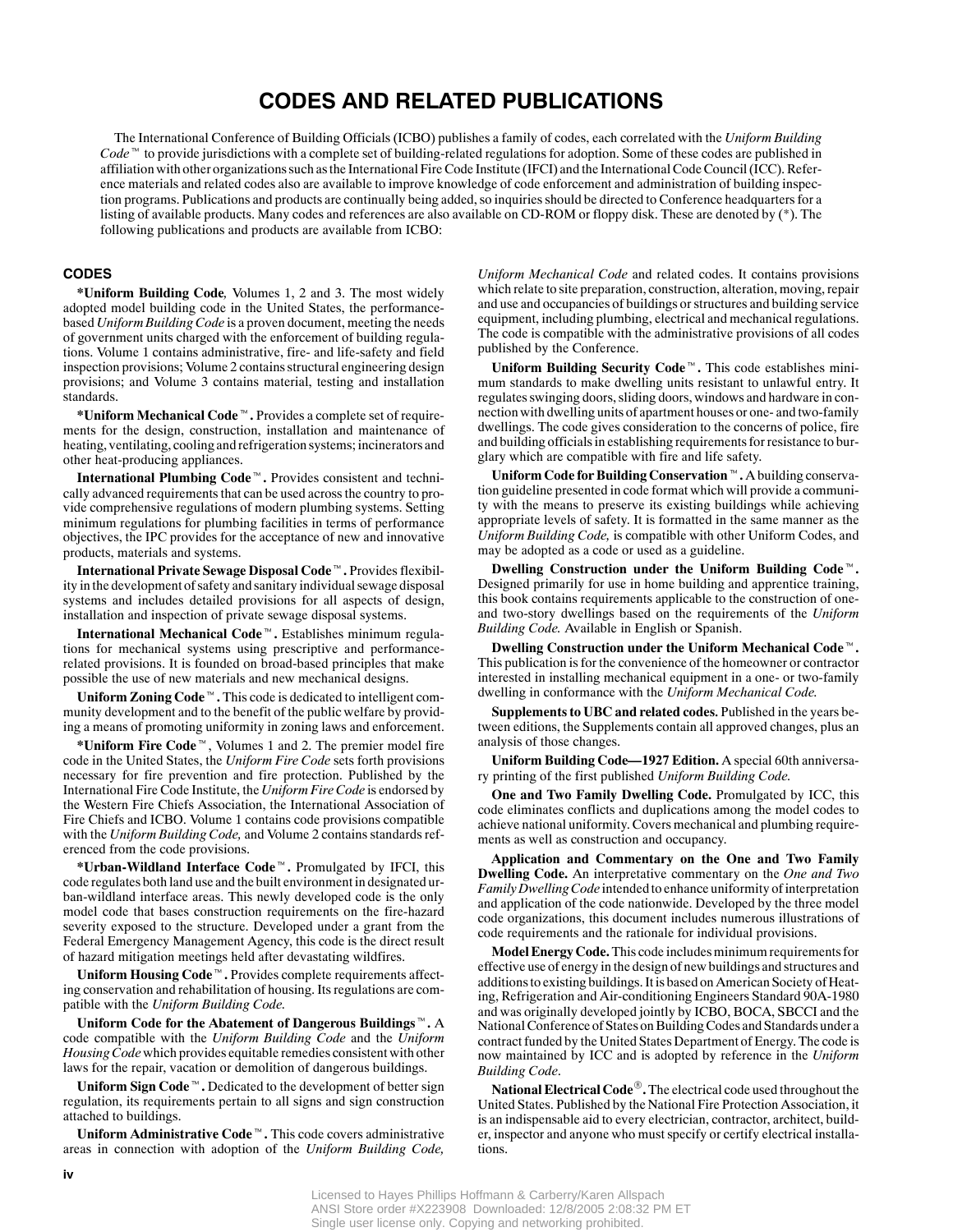# CODES AND RELATED PUBLICATIONS

The International Conference of Building Officials (ICBO) publishes a family of codes, each correlated with the *Uniform Building Code*™ to provide jurisdictions with a complete set of building-related regulations for adoption. Some of these codes are published in affiliation with other organizations such as the International Fire Code Institute (IFCI) and the International Code Council (ICC). Reference materials and related codes also are available to improve knowledge of code enforcement and administration of building inspection programs. Publications and products are continually being added, so inquiries should be directed to Conference headquarters for a listing of available products. Many codes and references are also available on CD-ROM or floppy disk. These are denoted by (*). The following publications and products are available from ICBO:

## CODES

**\*Uniform Building Code**, Volumes 1, 2 and 3. The most widely adopted model building code in the United States, the performance-based *Uniform Building Code* is a proven document, meeting the needs of government units charged with the enforcement of building regulations. Volume 1 contains administrative, fire- and life-safety and field inspection provisions; Volume 2 contains structural engineering design provisions; and Volume 3 contains material, testing and installation standards.

**\*Uniform Mechanical Code™.** Provides a complete set of requirements for the design, construction, installation and maintenance of heating, ventilating, cooling and refrigeration systems; incinerators and other heat-producing appliances.

**International Plumbing Code™.** Provides consistent and technically advanced requirements that can be used across the country to provide comprehensive regulations of modern plumbing systems. Setting minimum regulations for plumbing facilities in terms of performance objectives, the IPC provides for the acceptance of new and innovative products, materials and systems.

**International Private Sewage Disposal Code™.** Provides flexibility in the development of safety and sanitary individual sewage disposal systems and includes detailed provisions for all aspects of design, installation and inspection of private sewage disposal systems.

**International Mechanical Code™.** Establishes minimum regulations for mechanical systems using prescriptive and performance-related provisions. It is founded on broad-based principles that make possible the use of new materials and new mechanical designs.

**Uniform Zoning Code™.** This code is dedicated to intelligent community development and to the benefit of the public welfare by providing a means of promoting uniformity in zoning laws and enforcement.

**\*Uniform Fire Code™**, Volumes 1 and 2. The premier model fire code in the United States, the *Uniform Fire Code* sets forth provisions necessary for fire prevention and fire protection. Published by the International Fire Code Institute, the *Uniform Fire Code* is endorsed by the Western Fire Chiefs Association, the International Association of Fire Chiefs and ICBO. Volume 1 contains code provisions compatible with the *Uniform Building Code,* and Volume 2 contains standards referenced from the code provisions.

**\*Urban-Wildland Interface Code™.** Promulgated by IFCI, this code regulates both land use and the built environment in designated urban-wildland interface areas. This newly developed code is the only model code that bases construction requirements on the fire-hazard severity exposed to the structure. Developed under a grant from the Federal Emergency Management Agency, this code is the direct result of hazard mitigation meetings held after devastating wildfires.

**Uniform Housing Code™.** Provides complete requirements affecting conservation and rehabilitation of housing. Its regulations are compatible with the *Uniform Building Code.*

**Uniform Code for the Abatement of Dangerous Buildings™.** A code compatible with the *Uniform Building Code* and the *Uniform Housing Code* which provides equitable remedies consistent with other laws for the repair, vacation or demolition of dangerous buildings.

**Uniform Sign Code™.** Dedicated to the development of better sign regulation, its requirements pertain to all signs and sign construction attached to buildings.

**Uniform Administrative Code™.** This code covers administrative areas in connection with adoption of the *Uniform Building Code, Uniform Mechanical Code* and related codes. It contains provisions which relate to site preparation, construction, alteration, moving, repair and use and occupancies of buildings or structures and building service equipment, including plumbing, electrical and mechanical regulations. The code is compatible with the administrative provisions of all codes published by the Conference.

**Uniform Building Security Code™.** This code establishes minimum standards to make dwelling units resistant to unlawful entry. It regulates swinging doors, sliding doors, windows and hardware in connection with dwelling units of apartment houses or one- and two-family dwellings. The code gives consideration to the concerns of police, fire and building officials in establishing requirements for resistance to burglary which are compatible with fire and life safety.

**Uniform Code for Building Conservation™.** A building conservation guideline presented in code format which will provide a community with the means to preserve its existing buildings while achieving appropriate levels of safety. It is formatted in the same manner as the *Uniform Building Code,* is compatible with other Uniform Codes, and may be adopted as a code or used as a guideline.

**Dwelling Construction under the Uniform Building Code™.** Designed primarily for use in home building and apprentice training, this book contains requirements applicable to the construction of one- and two-story dwellings based on the requirements of the *Uniform Building Code.* Available in English or Spanish.

**Dwelling Construction under the Uniform Mechanical Code™.** This publication is for the convenience of the homeowner or contractor interested in installing mechanical equipment in a one- or two-family dwelling in conformance with the *Uniform Mechanical Code.*

**Supplements to UBC and related codes.** Published in the years between editions, the Supplements contain all approved changes, plus an analysis of those changes.

**Uniform Building Code—1927 Edition.** A special 60th anniversary printing of the first published *Uniform Building Code.*

**One and Two Family Dwelling Code.** Promulgated by ICC, this code eliminates conflicts and duplications among the model codes to achieve national uniformity. Covers mechanical and plumbing requirements as well as construction and occupancy.

**Application and Commentary on the One and Two Family Dwelling Code.** An interpretative commentary on the *One and Two Family Dwelling Code* intended to enhance uniformity of interpretation and application of the code nationwide. Developed by the three model code organizations, this document includes numerous illustrations of code requirements and the rationale for individual provisions.

**Model Energy Code.** This code includes minimum requirements for effective use of energy in the design of new buildings and structures and additions to existing buildings. It is based on American Society of Heating, Refrigeration and Air-conditioning Engineers Standard 90A-1980 and was originally developed jointly by ICBO, BOCA, SBCCI and the National Conference of States on Building Codes and Standards under a contract funded by the United States Department of Energy. The code is now maintained by ICC and is adopted by reference in the *Uniform Building Code*.

**National Electrical Code®.** The electrical code used throughout the United States. Published by the National Fire Protection Association, it is an indispensable aid to every electrician, contractor, architect, builder, inspector and anyone who must specify or certify electrical installations.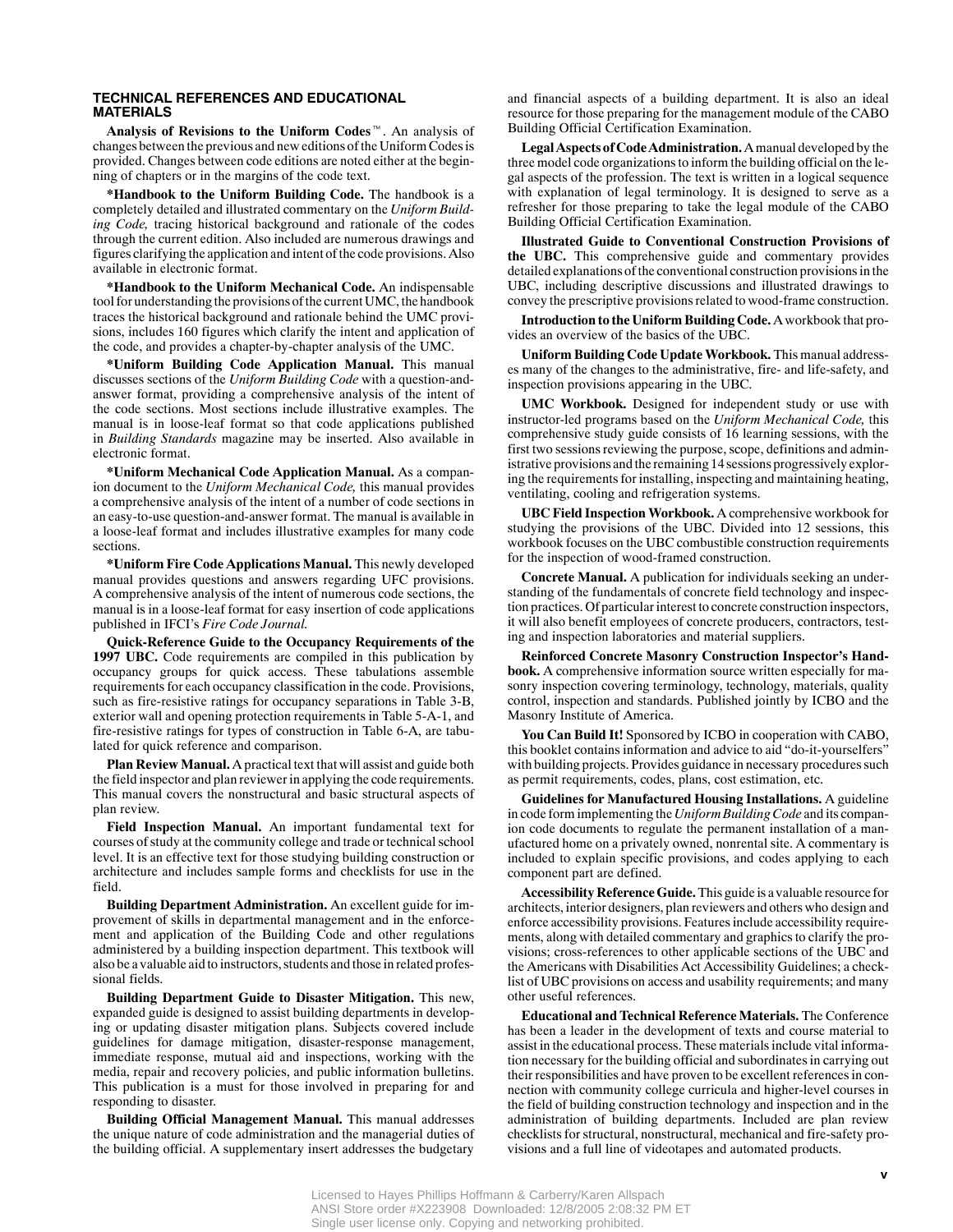## TECHNICAL REFERENCES AND EDUCATIONAL MATERIALS

**Analysis of Revisions to the Uniform Codes™.** An analysis of changes between the previous and new editions of the Uniform Codes is provided. Changes between code editions are noted either at the beginning of chapters or in the margins of the code text.

***Handbook to the Uniform Building Code.** The handbook is a completely detailed and illustrated commentary on the *Uniform Building Code,* tracing historical background and rationale of the codes through the current edition. Also included are numerous drawings and figures clarifying the application and intent of the code provisions. Also available in electronic format.

***Handbook to the Uniform Mechanical Code.** An indispensable tool for understanding the provisions of the current UMC, the handbook traces the historical background and rationale behind the UMC provisions, includes 160 figures which clarify the intent and application of the code, and provides a chapter-by-chapter analysis of the UMC.

***Uniform Building Code Application Manual.** This manual discusses sections of the *Uniform Building Code* with a question-and-answer format, providing a comprehensive analysis of the intent of the code sections. Most sections include illustrative examples. The manual is in loose-leaf format so that code applications published in *Building Standards* magazine may be inserted. Also available in electronic format.

***Uniform Mechanical Code Application Manual.** As a companion document to the *Uniform Mechanical Code,* this manual provides a comprehensive analysis of the intent of a number of code sections in an easy-to-use question-and-answer format. The manual is available in a loose-leaf format and includes illustrative examples for many code sections.

***Uniform Fire Code Applications Manual.** This newly developed manual provides questions and answers regarding UFC provisions. A comprehensive analysis of the intent of numerous code sections, the manual is in a loose-leaf format for easy insertion of code applications published in IFCI's *Fire Code Journal.*

**Quick-Reference Guide to the Occupancy Requirements of the 1997 UBC.** Code requirements are compiled in this publication by occupancy groups for quick access. These tabulations assemble requirements for each occupancy classification in the code. Provisions, such as fire-resistive ratings for occupancy separations in Table 3-B, exterior wall and opening protection requirements in Table 5-A-1, and fire-resistive ratings for types of construction in Table 6-A, are tabulated for quick reference and comparison.

**Plan Review Manual.** A practical text that will assist and guide both the field inspector and plan reviewer in applying the code requirements. This manual covers the nonstructural and basic structural aspects of plan review.

**Field Inspection Manual.** An important fundamental text for courses of study at the community college and trade or technical school level. It is an effective text for those studying building construction or architecture and includes sample forms and checklists for use in the field.

**Building Department Administration.** An excellent guide for improvement of skills in departmental management and in the enforcement and application of the Building Code and other regulations administered by a building inspection department. This textbook will also be a valuable aid to instructors, students and those in related professional fields.

**Building Department Guide to Disaster Mitigation.** This new, expanded guide is designed to assist building departments in developing or updating disaster mitigation plans. Subjects covered include guidelines for damage mitigation, disaster-response management, immediate response, mutual aid and inspections, working with the media, repair and recovery policies, and public information bulletins. This publication is a must for those involved in preparing for and responding to disaster.

**Building Official Management Manual.** This manual addresses the unique nature of code administration and the managerial duties of the building official. A supplementary insert addresses the budgetary and financial aspects of a building department. It is also an ideal resource for those preparing for the management module of the CABO Building Official Certification Examination.

**Legal Aspects of Code Administration.** A manual developed by the three model code organizations to inform the building official on the legal aspects of the profession. The text is written in a logical sequence with explanation of legal terminology. It is designed to serve as a refresher for those preparing to take the legal module of the CABO Building Official Certification Examination.

**Illustrated Guide to Conventional Construction Provisions of the UBC.** This comprehensive guide and commentary provides detailed explanations of the conventional construction provisions in the UBC, including descriptive discussions and illustrated drawings to convey the prescriptive provisions related to wood-frame construction.

**Introduction to the Uniform Building Code.** A workbook that provides an overview of the basics of the UBC.

**Uniform Building Code Update Workbook.** This manual addresses many of the changes to the administrative, fire- and life-safety, and inspection provisions appearing in the UBC.

**UMC Workbook.** Designed for independent study or use with instructor-led programs based on the *Uniform Mechanical Code,* this comprehensive study guide consists of 16 learning sessions, with the first two sessions reviewing the purpose, scope, definitions and administrative provisions and the remaining 14 sessions progressively exploring the requirements for installing, inspecting and maintaining heating, ventilating, cooling and refrigeration systems.

**UBC Field Inspection Workbook.** A comprehensive workbook for studying the provisions of the UBC. Divided into 12 sessions, this workbook focuses on the UBC combustible construction requirements for the inspection of wood-framed construction.

**Concrete Manual.** A publication for individuals seeking an understanding of the fundamentals of concrete field technology and inspection practices. Of particular interest to concrete construction inspectors, it will also benefit employees of concrete producers, contractors, testing and inspection laboratories and material suppliers.

**Reinforced Concrete Masonry Construction Inspector's Handbook.** A comprehensive information source written especially for masonry inspection covering terminology, technology, materials, quality control, inspection and standards. Published jointly by ICBO and the Masonry Institute of America.

**You Can Build It!** Sponsored by ICBO in cooperation with CABO, this booklet contains information and advice to aid "do-it-yourselfers" with building projects. Provides guidance in necessary procedures such as permit requirements, codes, plans, cost estimation, etc.

**Guidelines for Manufactured Housing Installations.** A guideline in code form implementing the *Uniform Building Code* and its companion code documents to regulate the permanent installation of a manufactured home on a privately owned, nonrental site. A commentary is included to explain specific provisions, and codes applying to each component part are defined.

**Accessibility Reference Guide.** This guide is a valuable resource for architects, interior designers, plan reviewers and others who design and enforce accessibility provisions. Features include accessibility requirements, along with detailed commentary and graphics to clarify the provisions; cross-references to other applicable sections of the UBC and the Americans with Disabilities Act Accessibility Guidelines; a checklist of UBC provisions on access and usability requirements; and many other useful references.

**Educational and Technical Reference Materials.** The Conference has been a leader in the development of texts and course material to assist in the educational process. These materials include vital information necessary for the building official and subordinates in carrying out their responsibilities and have proven to be excellent references in connection with community college curricula and higher-level courses in the field of building construction technology and inspection and in the administration of building departments. Included are plan review checklists for structural, nonstructural, mechanical and fire-safety provisions and a full line of videotapes and automated products.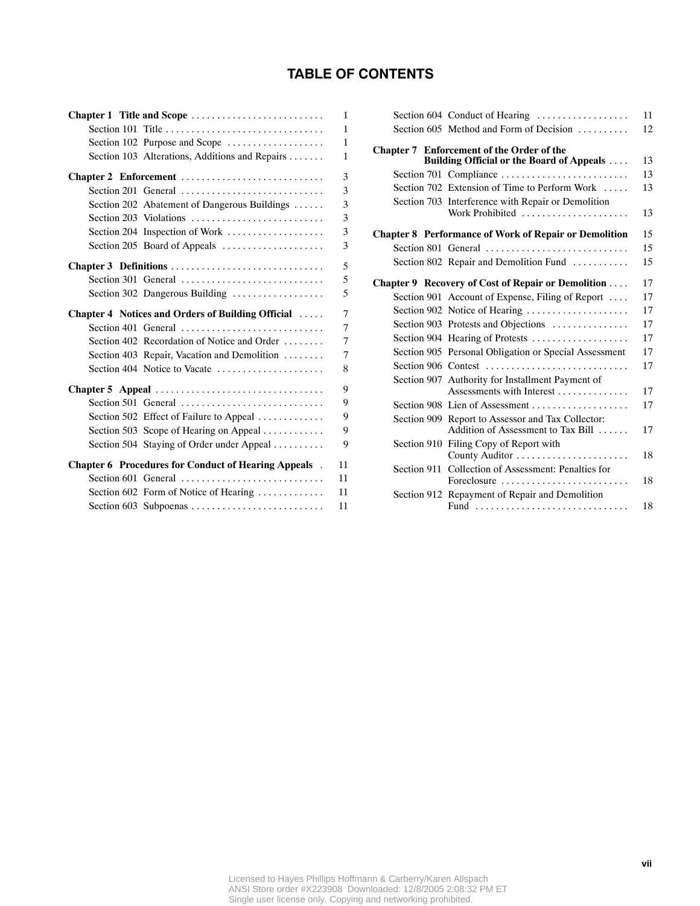# TABLE OF CONTENTS

**Chapter 1 Title and Scope** . . . . . . . . . . . . . . . . . . . . . . . . . . 1
- Section 101 Title . . . . . . . . . . . . . . . . . . . . . . . . . . . . . . . 1
- Section 102 Purpose and Scope . . . . . . . . . . . . . . . . . . . 1
- Section 103 Alterations, Additions and Repairs . . . . . . . 1

**Chapter 2 Enforcement** . . . . . . . . . . . . . . . . . . . . . . . . . . . . 3
- Section 201 General . . . . . . . . . . . . . . . . . . . . . . . . . . . . 3
- Section 202 Abatement of Dangerous Buildings . . . . . . 3
- Section 203 Violations . . . . . . . . . . . . . . . . . . . . . . . . . . 3
- Section 204 Inspection of Work . . . . . . . . . . . . . . . . . . . 3
- Section 205 Board of Appeals . . . . . . . . . . . . . . . . . . . . 3

**Chapter 3 Definitions** . . . . . . . . . . . . . . . . . . . . . . . . . . . . . 5
- Section 301 General . . . . . . . . . . . . . . . . . . . . . . . . . . . . 5
- Section 302 Dangerous Building . . . . . . . . . . . . . . . . . . 5

**Chapter 4 Notices and Orders of Building Official** . . . . . 7
- Section 401 General . . . . . . . . . . . . . . . . . . . . . . . . . . . . 7
- Section 402 Recordation of Notice and Order . . . . . . . . 7
- Section 403 Repair, Vacation and Demolition . . . . . . . . 7
- Section 404 Notice to Vacate . . . . . . . . . . . . . . . . . . . . . 8

**Chapter 5 Appeal** . . . . . . . . . . . . . . . . . . . . . . . . . . . . . . . . . 9
- Section 501 General . . . . . . . . . . . . . . . . . . . . . . . . . . . . 9
- Section 502 Effect of Failure to Appeal . . . . . . . . . . . . . 9
- Section 503 Scope of Hearing on Appeal . . . . . . . . . . . . 9
- Section 504 Staying of Order under Appeal . . . . . . . . . . 9

**Chapter 6 Procedures for Conduct of Hearing Appeals** . 11
- Section 601 General . . . . . . . . . . . . . . . . . . . . . . . . . . . . 11
- Section 602 Form of Notice of Hearing . . . . . . . . . . . . . 11
- Section 603 Subpoenas . . . . . . . . . . . . . . . . . . . . . . . . . . 11
- Section 604 Conduct of Hearing . . . . . . . . . . . . . . . . . . 11
- Section 605 Method and Form of Decision . . . . . . . . . . 12

**Chapter 7 Enforcement of the Order of the Building Official or the Board of Appeals** . . . . 13
- Section 701 Compliance . . . . . . . . . . . . . . . . . . . . . . . . . 13
- Section 702 Extension of Time to Perform Work . . . . . 13
- Section 703 Interference with Repair or Demolition Work Prohibited . . . . . . . . . . . . . . . . . . . . . 13

**Chapter 8 Performance of Work of Repair or Demolition** 15
- Section 801 General . . . . . . . . . . . . . . . . . . . . . . . . . . . . 15
- Section 802 Repair and Demolition Fund . . . . . . . . . . . 15

**Chapter 9 Recovery of Cost of Repair or Demolition** . . . . 17
- Section 901 Account of Expense, Filing of Report . . . . 17
- Section 902 Notice of Hearing . . . . . . . . . . . . . . . . . . . . 17
- Section 903 Protests and Objections . . . . . . . . . . . . . . . 17
- Section 904 Hearing of Protests . . . . . . . . . . . . . . . . . . . 17
- Section 905 Personal Obligation or Special Assessment 17
- Section 906 Contest . . . . . . . . . . . . . . . . . . . . . . . . . . . . 17
- Section 907 Authority for Installment Payment of Assessments with Interest . . . . . . . . . . . . . . 17
- Section 908 Lien of Assessment . . . . . . . . . . . . . . . . . . . 17
- Section 909 Report to Assessor and Tax Collector: Addition of Assessment to Tax Bill . . . . . . 17
- Section 910 Filing Copy of Report with County Auditor . . . . . . . . . . . . . . . . . . . . . . 18
- Section 911 Collection of Assessment: Penalties for Foreclosure . . . . . . . . . . . . . . . . . . . . . . . . . 18
- Section 912 Repayment of Repair and Demolition Fund . . . . . . . . . . . . . . . . . . . . . . . . . . . . . . 18

Licensed to Hayes Phillips Hoffmann & Carberry/Karen Allspach
ANSI Store order #X223908 Downloaded: 12/8/2005 2:08:32 PM ET
Single user license only. Copying and networking prohibited.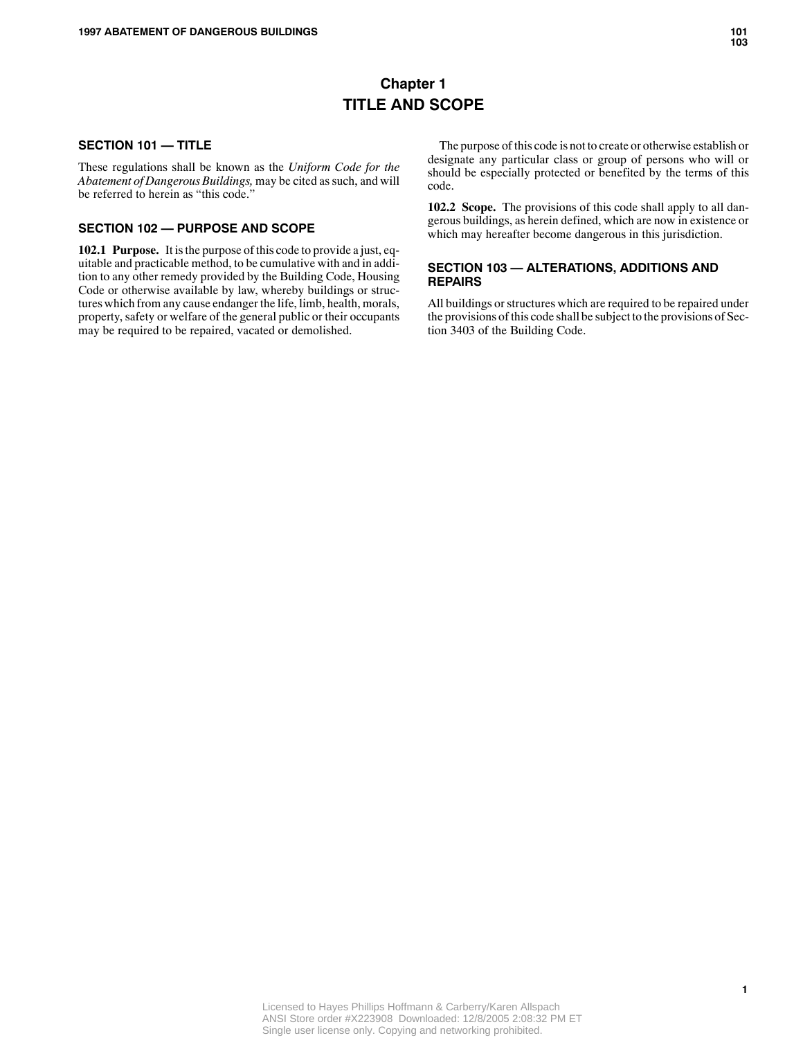# Chapter 1
# TITLE AND SCOPE

## SECTION 101 — TITLE

These regulations shall be known as the *Uniform Code for the Abatement of Dangerous Buildings,* may be cited as such, and will be referred to herein as "this code."

## SECTION 102 — PURPOSE AND SCOPE

**102.1 Purpose.** It is the purpose of this code to provide a just, equitable and practicable method, to be cumulative with and in addition to any other remedy provided by the Building Code, Housing Code or otherwise available by law, whereby buildings or structures which from any cause endanger the life, limb, health, morals, property, safety or welfare of the general public or their occupants may be required to be repaired, vacated or demolished.

The purpose of this code is not to create or otherwise establish or designate any particular class or group of persons who will or should be especially protected or benefited by the terms of this code.

**102.2 Scope.** The provisions of this code shall apply to all dangerous buildings, as herein defined, which are now in existence or which may hereafter become dangerous in this jurisdiction.

## SECTION 103 — ALTERATIONS, ADDITIONS AND REPAIRS

All buildings or structures which are required to be repaired under the provisions of this code shall be subject to the provisions of Section 3403 of the Building Code.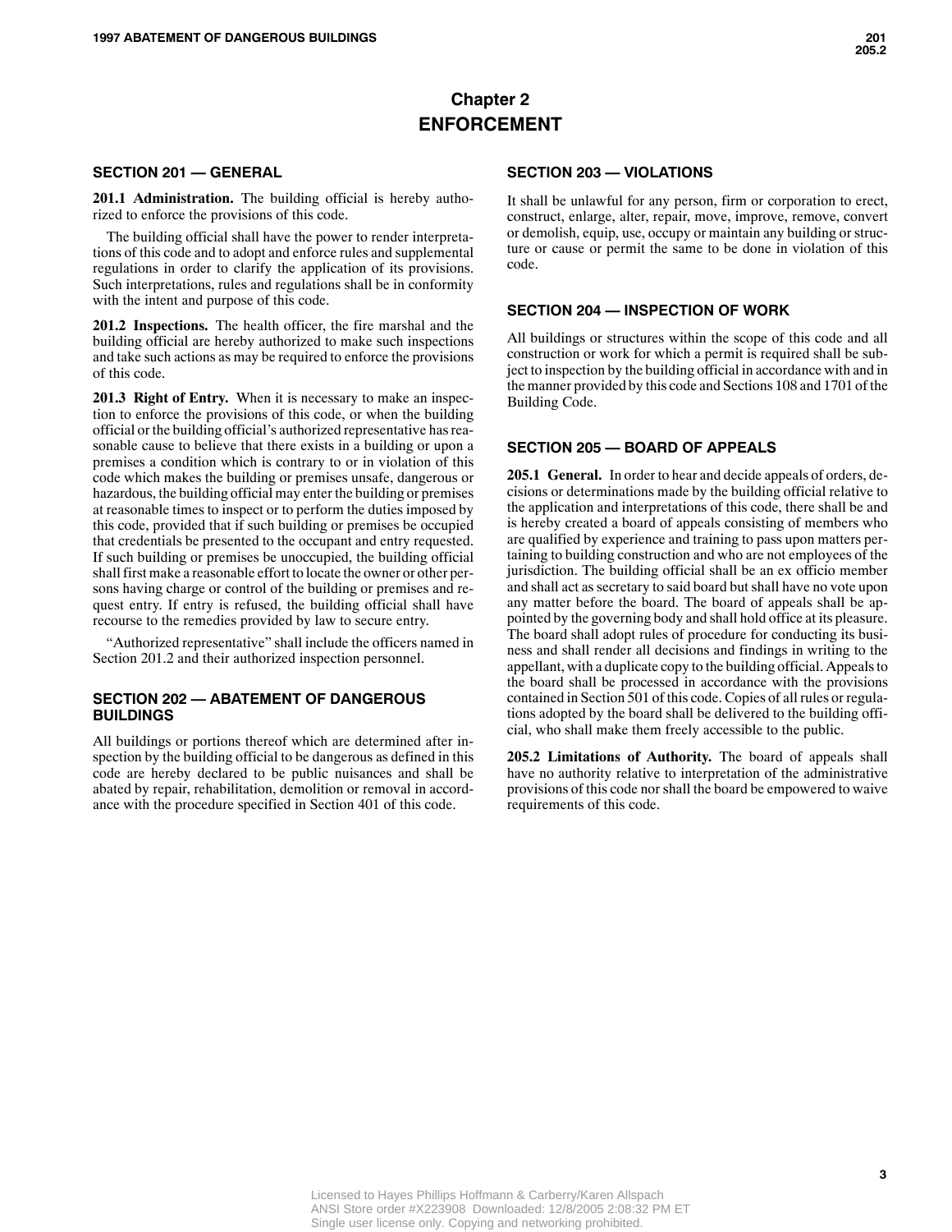# Chapter 2
# ENFORCEMENT

## SECTION 201 — GENERAL

**201.1 Administration.** The building official is hereby authorized to enforce the provisions of this code.

The building official shall have the power to render interpretations of this code and to adopt and enforce rules and supplemental regulations in order to clarify the application of its provisions. Such interpretations, rules and regulations shall be in conformity with the intent and purpose of this code.

**201.2 Inspections.** The health officer, the fire marshal and the building official are hereby authorized to make such inspections and take such actions as may be required to enforce the provisions of this code.

**201.3 Right of Entry.** When it is necessary to make an inspection to enforce the provisions of this code, or when the building official or the building official's authorized representative has reasonable cause to believe that there exists in a building or upon a premises a condition which is contrary to or in violation of this code which makes the building or premises unsafe, dangerous or hazardous, the building official may enter the building or premises at reasonable times to inspect or to perform the duties imposed by this code, provided that if such building or premises be occupied that credentials be presented to the occupant and entry requested. If such building or premises be unoccupied, the building official shall first make a reasonable effort to locate the owner or other persons having charge or control of the building or premises and request entry. If entry is refused, the building official shall have recourse to the remedies provided by law to secure entry.

"Authorized representative" shall include the officers named in Section 201.2 and their authorized inspection personnel.

## SECTION 202 — ABATEMENT OF DANGEROUS BUILDINGS

All buildings or portions thereof which are determined after inspection by the building official to be dangerous as defined in this code are hereby declared to be public nuisances and shall be abated by repair, rehabilitation, demolition or removal in accordance with the procedure specified in Section 401 of this code.

## SECTION 203 — VIOLATIONS

It shall be unlawful for any person, firm or corporation to erect, construct, enlarge, alter, repair, move, improve, remove, convert or demolish, equip, use, occupy or maintain any building or structure or cause or permit the same to be done in violation of this code.

## SECTION 204 — INSPECTION OF WORK

All buildings or structures within the scope of this code and all construction or work for which a permit is required shall be subject to inspection by the building official in accordance with and in the manner provided by this code and Sections 108 and 1701 of the Building Code.

## SECTION 205 — BOARD OF APPEALS

**205.1 General.** In order to hear and decide appeals of orders, decisions or determinations made by the building official relative to the application and interpretations of this code, there shall be and is hereby created a board of appeals consisting of members who are qualified by experience and training to pass upon matters pertaining to building construction and who are not employees of the jurisdiction. The building official shall be an ex officio member and shall act as secretary to said board but shall have no vote upon any matter before the board. The board of appeals shall be appointed by the governing body and shall hold office at its pleasure. The board shall adopt rules of procedure for conducting its business and shall render all decisions and findings in writing to the appellant, with a duplicate copy to the building official. Appeals to the board shall be processed in accordance with the provisions contained in Section 501 of this code. Copies of all rules or regulations adopted by the board shall be delivered to the building official, who shall make them freely accessible to the public.

**205.2 Limitations of Authority.** The board of appeals shall have no authority relative to interpretation of the administrative provisions of this code nor shall the board be empowered to waive requirements of this code.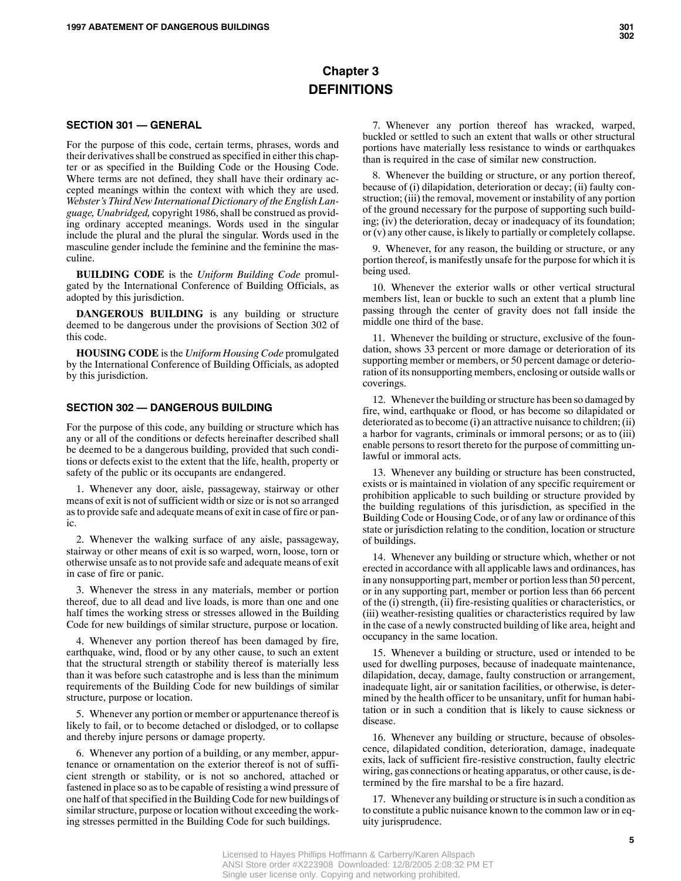# Chapter 3
# DEFINITIONS

## SECTION 301 — GENERAL

For the purpose of this code, certain terms, phrases, words and their derivatives shall be construed as specified in either this chapter or as specified in the Building Code or the Housing Code. Where terms are not defined, they shall have their ordinary accepted meanings within the context with which they are used. *Webster's Third New International Dictionary of the English Language, Unabridged,* copyright 1986, shall be construed as providing ordinary accepted meanings. Words used in the singular include the plural and the plural the singular. Words used in the masculine gender include the feminine and the feminine the masculine.

**BUILDING CODE** is the *Uniform Building Code* promulgated by the International Conference of Building Officials, as adopted by this jurisdiction.

**DANGEROUS BUILDING** is any building or structure deemed to be dangerous under the provisions of Section 302 of this code.

**HOUSING CODE** is the *Uniform Housing Code* promulgated by the International Conference of Building Officials, as adopted by this jurisdiction.

## SECTION 302 — DANGEROUS BUILDING

For the purpose of this code, any building or structure which has any or all of the conditions or defects hereinafter described shall be deemed to be a dangerous building, provided that such conditions or defects exist to the extent that the life, health, property or safety of the public or its occupants are endangered.

1. Whenever any door, aisle, passageway, stairway or other means of exit is not of sufficient width or size or is not so arranged as to provide safe and adequate means of exit in case of fire or panic.

2. Whenever the walking surface of any aisle, passageway, stairway or other means of exit is so warped, worn, loose, torn or otherwise unsafe as to not provide safe and adequate means of exit in case of fire or panic.

3. Whenever the stress in any materials, member or portion thereof, due to all dead and live loads, is more than one and one half times the working stress or stresses allowed in the Building Code for new buildings of similar structure, purpose or location.

4. Whenever any portion thereof has been damaged by fire, earthquake, wind, flood or by any other cause, to such an extent that the structural strength or stability thereof is materially less than it was before such catastrophe and is less than the minimum requirements of the Building Code for new buildings of similar structure, purpose or location.

5. Whenever any portion or member or appurtenance thereof is likely to fail, or to become detached or dislodged, or to collapse and thereby injure persons or damage property.

6. Whenever any portion of a building, or any member, appurtenance or ornamentation on the exterior thereof is not of sufficient strength or stability, or is not so anchored, attached or fastened in place so as to be capable of resisting a wind pressure of one half of that specified in the Building Code for new buildings of similar structure, purpose or location without exceeding the working stresses permitted in the Building Code for such buildings.

7. Whenever any portion thereof has wracked, warped, buckled or settled to such an extent that walls or other structural portions have materially less resistance to winds or earthquakes than is required in the case of similar new construction.

8. Whenever the building or structure, or any portion thereof, because of (i) dilapidation, deterioration or decay; (ii) faulty construction; (iii) the removal, movement or instability of any portion of the ground necessary for the purpose of supporting such building; (iv) the deterioration, decay or inadequacy of its foundation; or (v) any other cause, is likely to partially or completely collapse.

9. Whenever, for any reason, the building or structure, or any portion thereof, is manifestly unsafe for the purpose for which it is being used.

10. Whenever the exterior walls or other vertical structural members list, lean or buckle to such an extent that a plumb line passing through the center of gravity does not fall inside the middle one third of the base.

11. Whenever the building or structure, exclusive of the foundation, shows 33 percent or more damage or deterioration of its supporting member or members, or 50 percent damage or deterioration of its nonsupporting members, enclosing or outside walls or coverings.

12. Whenever the building or structure has been so damaged by fire, wind, earthquake or flood, or has become so dilapidated or deteriorated as to become (i) an attractive nuisance to children; (ii) a harbor for vagrants, criminals or immoral persons; or as to (iii) enable persons to resort thereto for the purpose of committing unlawful or immoral acts.

13. Whenever any building or structure has been constructed, exists or is maintained in violation of any specific requirement or prohibition applicable to such building or structure provided by the building regulations of this jurisdiction, as specified in the Building Code or Housing Code, or of any law or ordinance of this state or jurisdiction relating to the condition, location or structure of buildings.

14. Whenever any building or structure which, whether or not erected in accordance with all applicable laws and ordinances, has in any nonsupporting part, member or portion less than 50 percent, or in any supporting part, member or portion less than 66 percent of the (i) strength, (ii) fire-resisting qualities or characteristics, or (iii) weather-resisting qualities or characteristics required by law in the case of a newly constructed building of like area, height and occupancy in the same location.

15. Whenever a building or structure, used or intended to be used for dwelling purposes, because of inadequate maintenance, dilapidation, decay, damage, faulty construction or arrangement, inadequate light, air or sanitation facilities, or otherwise, is determined by the health officer to be unsanitary, unfit for human habitation or in such a condition that is likely to cause sickness or disease.

16. Whenever any building or structure, because of obsolescence, dilapidated condition, deterioration, damage, inadequate exits, lack of sufficient fire-resistive construction, faulty electric wiring, gas connections or heating apparatus, or other cause, is determined by the fire marshal to be a fire hazard.

17. Whenever any building or structure is in such a condition as to constitute a public nuisance known to the common law or in equity jurisprudence.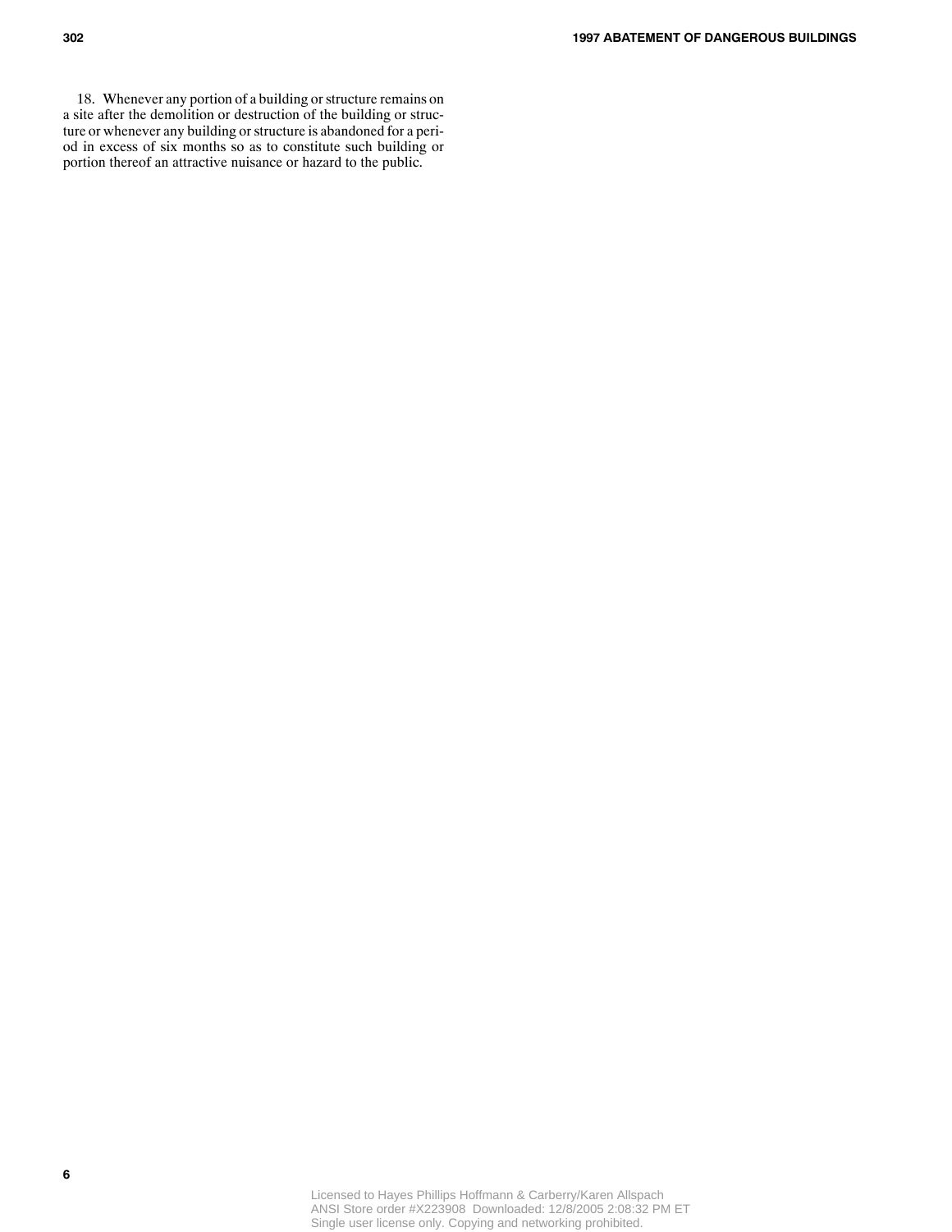18. Whenever any portion of a building or structure remains on a site after the demolition or destruction of the building or structure or whenever any building or structure is abandoned for a period in excess of six months so as to constitute such building or portion thereof an attractive nuisance or hazard to the public.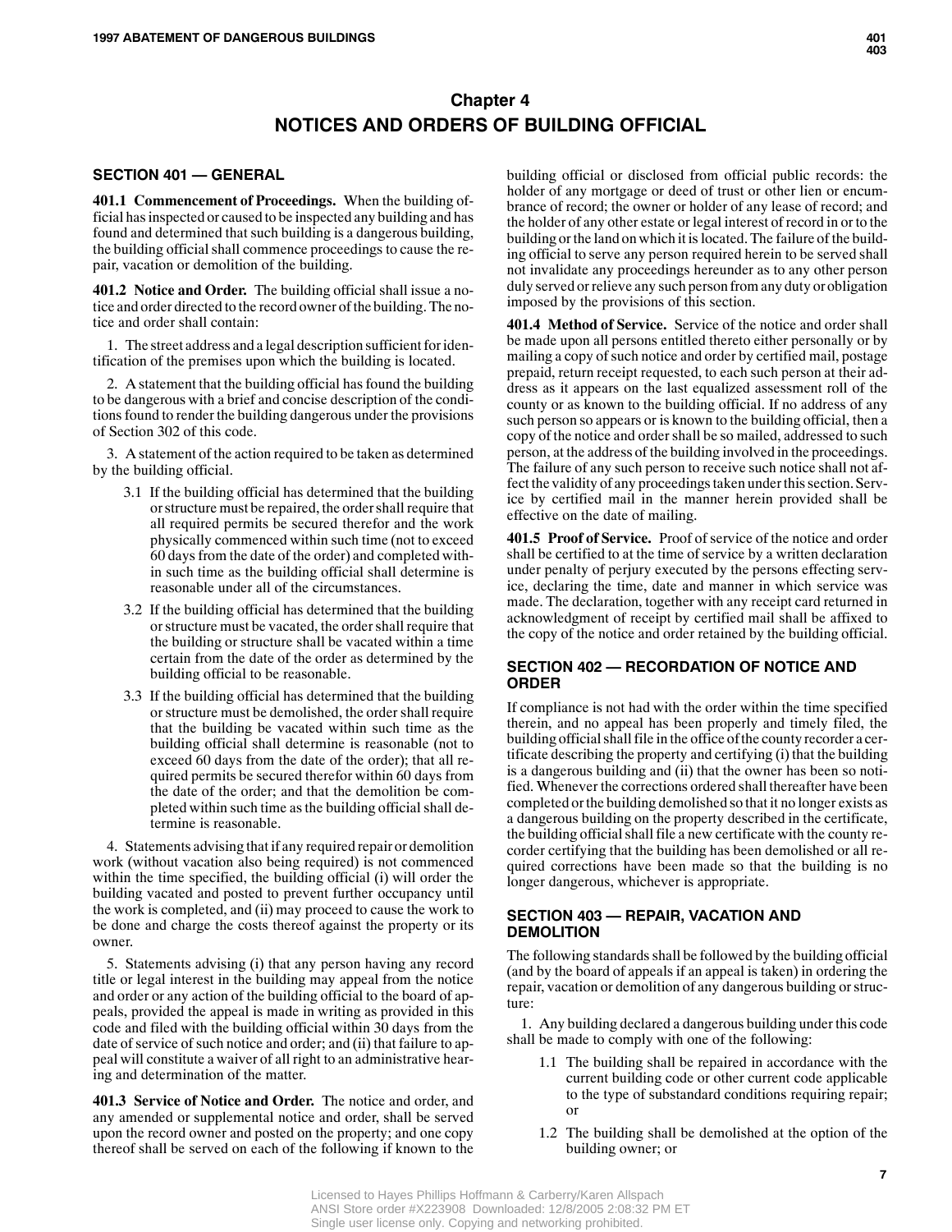# Chapter 4
# NOTICES AND ORDERS OF BUILDING OFFICIAL

## SECTION 401 — GENERAL

**401.1 Commencement of Proceedings.** When the building official has inspected or caused to be inspected any building and has found and determined that such building is a dangerous building, the building official shall commence proceedings to cause the repair, vacation or demolition of the building.

**401.2 Notice and Order.** The building official shall issue a notice and order directed to the record owner of the building. The notice and order shall contain:

1. The street address and a legal description sufficient for identification of the premises upon which the building is located.

2. A statement that the building official has found the building to be dangerous with a brief and concise description of the conditions found to render the building dangerous under the provisions of Section 302 of this code.

3. A statement of the action required to be taken as determined by the building official.

 3.1 If the building official has determined that the building or structure must be repaired, the order shall require that all required permits be secured therefor and the work physically commenced within such time (not to exceed 60 days from the date of the order) and completed within such time as the building official shall determine is reasonable under all of the circumstances.

 3.2 If the building official has determined that the building or structure must be vacated, the order shall require that the building or structure shall be vacated within a time certain from the date of the order as determined by the building official to be reasonable.

 3.3 If the building official has determined that the building or structure must be demolished, the order shall require that the building be vacated within such time as the building official shall determine is reasonable (not to exceed 60 days from the date of the order); that all required permits be secured therefor within 60 days from the date of the order; and that the demolition be completed within such time as the building official shall determine is reasonable.

4. Statements advising that if any required repair or demolition work (without vacation also being required) is not commenced within the time specified, the building official (i) will order the building vacated and posted to prevent further occupancy until the work is completed, and (ii) may proceed to cause the work to be done and charge the costs thereof against the property or its owner.

5. Statements advising (i) that any person having any record title or legal interest in the building may appeal from the notice and order or any action of the building official to the board of appeals, provided the appeal is made in writing as provided in this code and filed with the building official within 30 days from the date of service of such notice and order; and (ii) that failure to appeal will constitute a waiver of all right to an administrative hearing and determination of the matter.

**401.3 Service of Notice and Order.** The notice and order, and any amended or supplemental notice and order, shall be served upon the record owner and posted on the property; and one copy thereof shall be served on each of the following if known to the building official or disclosed from official public records: the holder of any mortgage or deed of trust or other lien or encumbrance of record; the owner or holder of any lease of record; and the holder of any other estate or legal interest of record in or to the building or the land on which it is located. The failure of the building official to serve any person required herein to be served shall not invalidate any proceedings hereunder as to any other person duly served or relieve any such person from any duty or obligation imposed by the provisions of this section.

**401.4 Method of Service.** Service of the notice and order shall be made upon all persons entitled thereto either personally or by mailing a copy of such notice and order by certified mail, postage prepaid, return receipt requested, to each such person at their address as it appears on the last equalized assessment roll of the county or as known to the building official. If no address of any such person so appears or is known to the building official, then a copy of the notice and order shall be so mailed, addressed to such person, at the address of the building involved in the proceedings. The failure of any such person to receive such notice shall not affect the validity of any proceedings taken under this section. Service by certified mail in the manner herein provided shall be effective on the date of mailing.

**401.5 Proof of Service.** Proof of service of the notice and order shall be certified to at the time of service by a written declaration under penalty of perjury executed by the persons effecting service, declaring the time, date and manner in which service was made. The declaration, together with any receipt card returned in acknowledgment of receipt by certified mail shall be affixed to the copy of the notice and order retained by the building official.

## SECTION 402 — RECORDATION OF NOTICE AND ORDER

If compliance is not had with the order within the time specified therein, and no appeal has been properly and timely filed, the building official shall file in the office of the county recorder a certificate describing the property and certifying (i) that the building is a dangerous building and (ii) that the owner has been so notified. Whenever the corrections ordered shall thereafter have been completed or the building demolished so that it no longer exists as a dangerous building on the property described in the certificate, the building official shall file a new certificate with the county recorder certifying that the building has been demolished or all required corrections have been made so that the building is no longer dangerous, whichever is appropriate.

## SECTION 403 — REPAIR, VACATION AND DEMOLITION

The following standards shall be followed by the building official (and by the board of appeals if an appeal is taken) in ordering the repair, vacation or demolition of any dangerous building or structure:

1. Any building declared a dangerous building under this code shall be made to comply with one of the following:

 1.1 The building shall be repaired in accordance with the current building code or other current code applicable to the type of substandard conditions requiring repair; or

 1.2 The building shall be demolished at the option of the building owner; or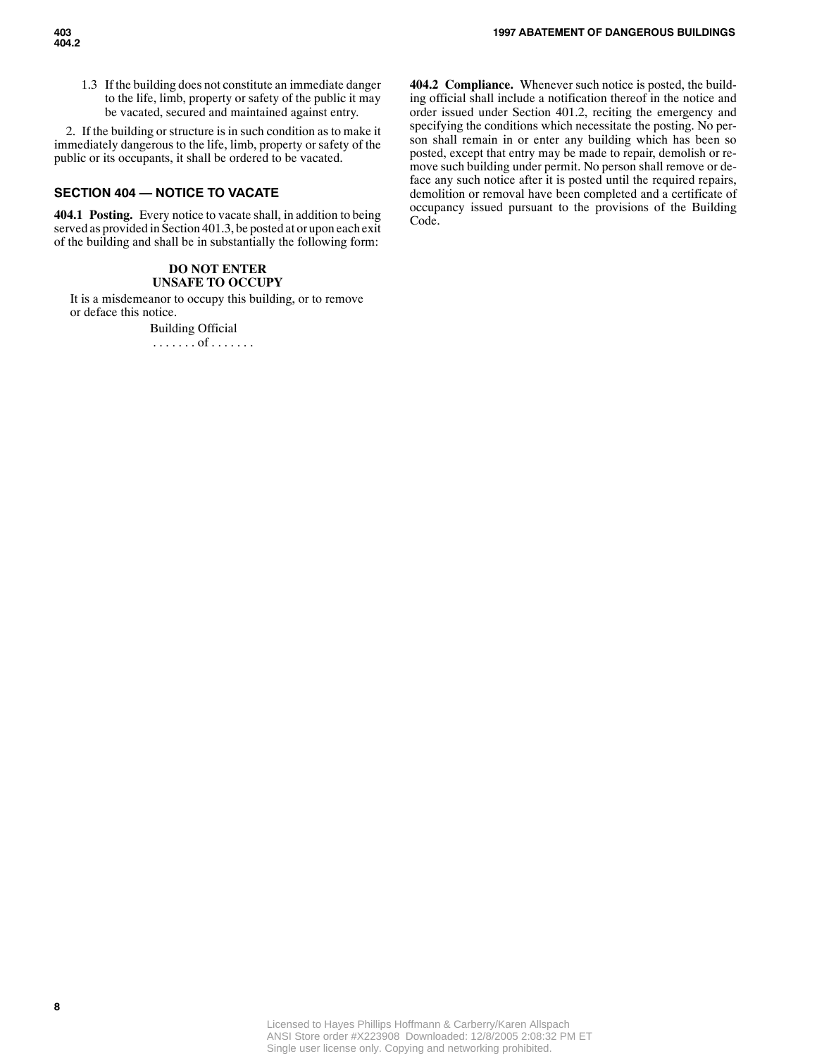1.3 If the building does not constitute an immediate danger to the life, limb, property or safety of the public it may be vacated, secured and maintained against entry.

2. If the building or structure is in such condition as to make it immediately dangerous to the life, limb, property or safety of the public or its occupants, it shall be ordered to be vacated.

## SECTION 404 — NOTICE TO VACATE

**404.1 Posting.** Every notice to vacate shall, in addition to being served as provided in Section 401.3, be posted at or upon each exit of the building and shall be in substantially the following form:

**DO NOT ENTER**
**UNSAFE TO OCCUPY**

It is a misdemeanor to occupy this building, or to remove or deface this notice.

Building Official
. . . . . . . of . . . . . . .

**404.2 Compliance.** Whenever such notice is posted, the building official shall include a notification thereof in the notice and order issued under Section 401.2, reciting the emergency and specifying the conditions which necessitate the posting. No person shall remain in or enter any building which has been so posted, except that entry may be made to repair, demolish or remove such building under permit. No person shall remove or deface any such notice after it is posted until the required repairs, demolition or removal have been completed and a certificate of occupancy issued pursuant to the provisions of the Building Code.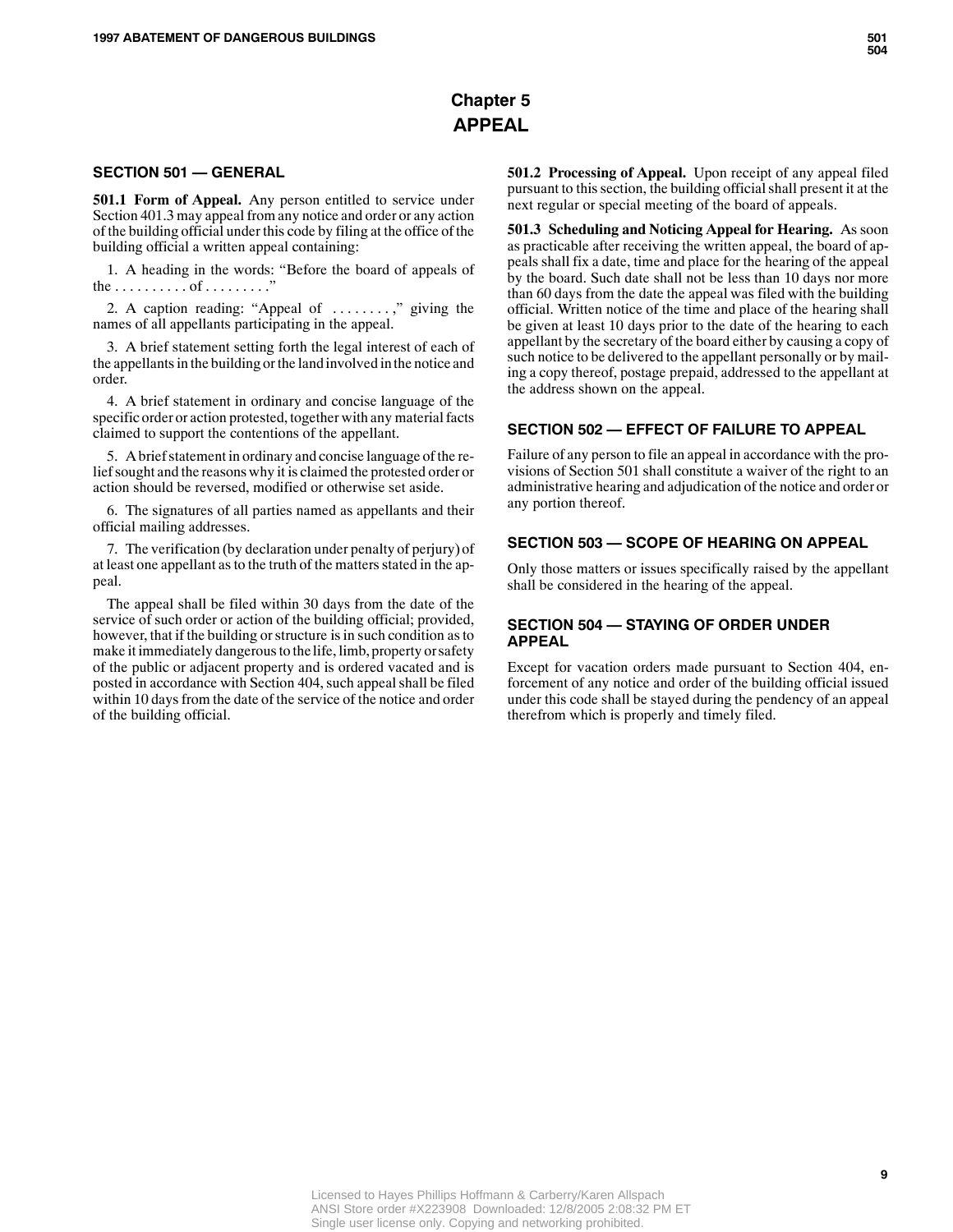# Chapter 5
# APPEAL

## SECTION 501 — GENERAL

**501.1 Form of Appeal.** Any person entitled to service under Section 401.3 may appeal from any notice and order or any action of the building official under this code by filing at the office of the building official a written appeal containing:

1. A heading in the words: "Before the board of appeals of the . . . . . . . . . . of . . . . . . . . ."

2. A caption reading: "Appeal of . . . . . . . . ," giving the names of all appellants participating in the appeal.

3. A brief statement setting forth the legal interest of each of the appellants in the building or the land involved in the notice and order.

4. A brief statement in ordinary and concise language of the specific order or action protested, together with any material facts claimed to support the contentions of the appellant.

5. A brief statement in ordinary and concise language of the relief sought and the reasons why it is claimed the protested order or action should be reversed, modified or otherwise set aside.

6. The signatures of all parties named as appellants and their official mailing addresses.

7. The verification (by declaration under penalty of perjury) of at least one appellant as to the truth of the matters stated in the appeal.

The appeal shall be filed within 30 days from the date of the service of such order or action of the building official; provided, however, that if the building or structure is in such condition as to make it immediately dangerous to the life, limb, property or safety of the public or adjacent property and is ordered vacated and is posted in accordance with Section 404, such appeal shall be filed within 10 days from the date of the service of the notice and order of the building official.

**501.2 Processing of Appeal.** Upon receipt of any appeal filed pursuant to this section, the building official shall present it at the next regular or special meeting of the board of appeals.

**501.3 Scheduling and Noticing Appeal for Hearing.** As soon as practicable after receiving the written appeal, the board of appeals shall fix a date, time and place for the hearing of the appeal by the board. Such date shall not be less than 10 days nor more than 60 days from the date the appeal was filed with the building official. Written notice of the time and place of the hearing shall be given at least 10 days prior to the date of the hearing to each appellant by the secretary of the board either by causing a copy of such notice to be delivered to the appellant personally or by mailing a copy thereof, postage prepaid, addressed to the appellant at the address shown on the appeal.

## SECTION 502 — EFFECT OF FAILURE TO APPEAL

Failure of any person to file an appeal in accordance with the provisions of Section 501 shall constitute a waiver of the right to an administrative hearing and adjudication of the notice and order or any portion thereof.

## SECTION 503 — SCOPE OF HEARING ON APPEAL

Only those matters or issues specifically raised by the appellant shall be considered in the hearing of the appeal.

## SECTION 504 — STAYING OF ORDER UNDER APPEAL

Except for vacation orders made pursuant to Section 404, enforcement of any notice and order of the building official issued under this code shall be stayed during the pendency of an appeal therefrom which is properly and timely filed.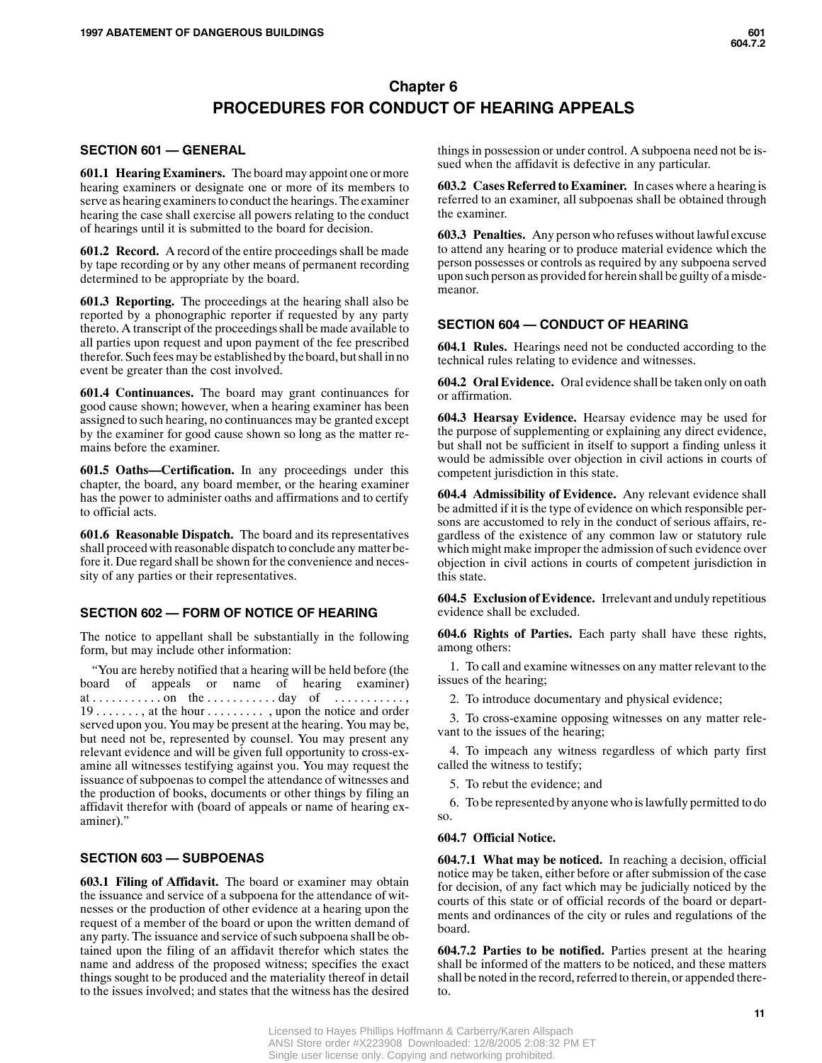# Chapter 6
# PROCEDURES FOR CONDUCT OF HEARING APPEALS

## SECTION 601 — GENERAL

**601.1 Hearing Examiners.** The board may appoint one or more hearing examiners or designate one or more of its members to serve as hearing examiners to conduct the hearings. The examiner hearing the case shall exercise all powers relating to the conduct of hearings until it is submitted to the board for decision.

**601.2 Record.** A record of the entire proceedings shall be made by tape recording or by any other means of permanent recording determined to be appropriate by the board.

**601.3 Reporting.** The proceedings at the hearing shall also be reported by a phonographic reporter if requested by any party thereto. A transcript of the proceedings shall be made available to all parties upon request and upon payment of the fee prescribed therefor. Such fees may be established by the board, but shall in no event be greater than the cost involved.

**601.4 Continuances.** The board may grant continuances for good cause shown; however, when a hearing examiner has been assigned to such hearing, no continuances may be granted except by the examiner for good cause shown so long as the matter remains before the examiner.

**601.5 Oaths—Certification.** In any proceedings under this chapter, the board, any board member, or the hearing examiner has the power to administer oaths and affirmations and to certify to official acts.

**601.6 Reasonable Dispatch.** The board and its representatives shall proceed with reasonable dispatch to conclude any matter before it. Due regard shall be shown for the convenience and necessity of any parties or their representatives.

## SECTION 602 — FORM OF NOTICE OF HEARING

The notice to appellant shall be substantially in the following form, but may include other information:

"You are hereby notified that a hearing will be held before (the board of appeals or name of hearing examiner) at . . . . . . . . . . . on the . . . . . . . . . . . day of . . . . . . . . . . . , 19 . . . . . . . , at the hour . . . . . . . . . , upon the notice and order served upon you. You may be present at the hearing. You may be, but need not be, represented by counsel. You may present any relevant evidence and will be given full opportunity to cross-examine all witnesses testifying against you. You may request the issuance of subpoenas to compel the attendance of witnesses and the production of books, documents or other things by filing an affidavit therefor with (board of appeals or name of hearing examiner)."

## SECTION 603 — SUBPOENAS

**603.1 Filing of Affidavit.** The board or examiner may obtain the issuance and service of a subpoena for the attendance of witnesses or the production of other evidence at a hearing upon the request of a member of the board or upon the written demand of any party. The issuance and service of such subpoena shall be obtained upon the filing of an affidavit therefor which states the name and address of the proposed witness; specifies the exact things sought to be produced and the materiality thereof in detail to the issues involved; and states that the witness has the desired things in possession or under control. A subpoena need not be issued when the affidavit is defective in any particular.

**603.2 Cases Referred to Examiner.** In cases where a hearing is referred to an examiner, all subpoenas shall be obtained through the examiner.

**603.3 Penalties.** Any person who refuses without lawful excuse to attend any hearing or to produce material evidence which the person possesses or controls as required by any subpoena served upon such person as provided for herein shall be guilty of a misdemeanor.

## SECTION 604 — CONDUCT OF HEARING

**604.1 Rules.** Hearings need not be conducted according to the technical rules relating to evidence and witnesses.

**604.2 Oral Evidence.** Oral evidence shall be taken only on oath or affirmation.

**604.3 Hearsay Evidence.** Hearsay evidence may be used for the purpose of supplementing or explaining any direct evidence, but shall not be sufficient in itself to support a finding unless it would be admissible over objection in civil actions in courts of competent jurisdiction in this state.

**604.4 Admissibility of Evidence.** Any relevant evidence shall be admitted if it is the type of evidence on which responsible persons are accustomed to rely in the conduct of serious affairs, regardless of the existence of any common law or statutory rule which might make improper the admission of such evidence over objection in civil actions in courts of competent jurisdiction in this state.

**604.5 Exclusion of Evidence.** Irrelevant and unduly repetitious evidence shall be excluded.

**604.6 Rights of Parties.** Each party shall have these rights, among others:

1. To call and examine witnesses on any matter relevant to the issues of the hearing;
2. To introduce documentary and physical evidence;
3. To cross-examine opposing witnesses on any matter relevant to the issues of the hearing;
4. To impeach any witness regardless of which party first called the witness to testify;
5. To rebut the evidence; and
6. To be represented by anyone who is lawfully permitted to do so.

**604.7 Official Notice.**

**604.7.1 What may be noticed.** In reaching a decision, official notice may be taken, either before or after submission of the case for decision, of any fact which may be judicially noticed by the courts of this state or of official records of the board or departments and ordinances of the city or rules and regulations of the board.

**604.7.2 Parties to be notified.** Parties present at the hearing shall be informed of the matters to be noticed, and these matters shall be noted in the record, referred to therein, or appended thereto.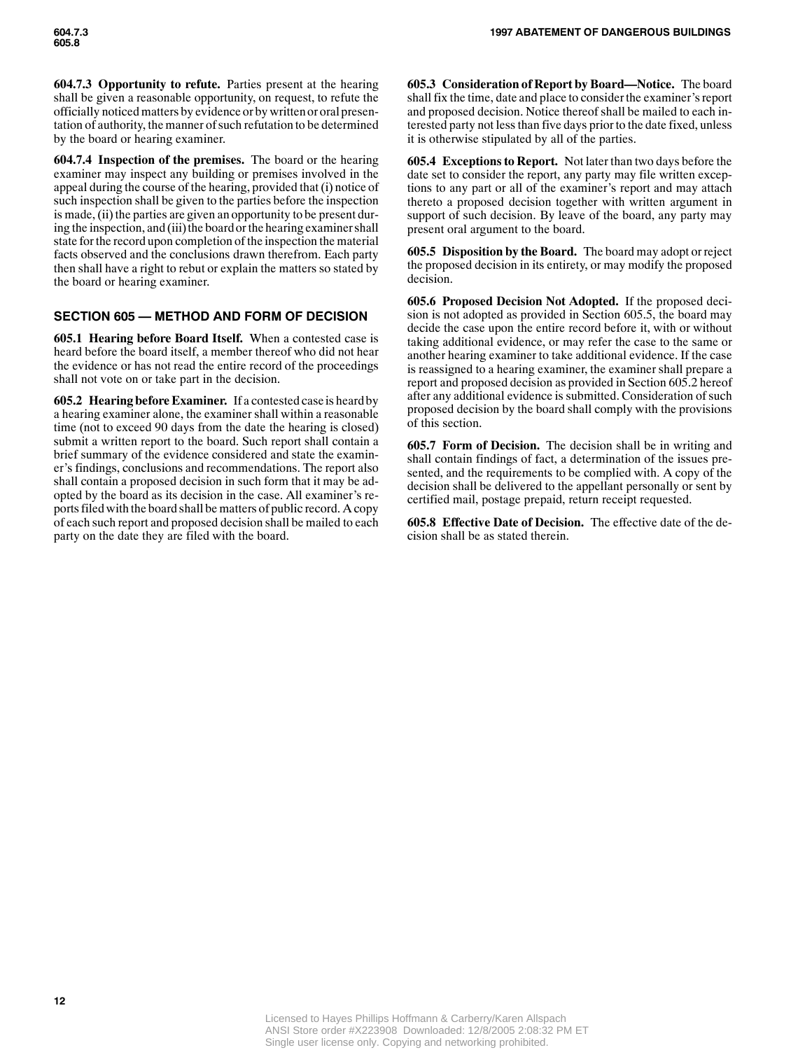**604.7.3 Opportunity to refute.** Parties present at the hearing shall be given a reasonable opportunity, on request, to refute the officially noticed matters by evidence or by written or oral presentation of authority, the manner of such refutation to be determined by the board or hearing examiner.

**604.7.4 Inspection of the premises.** The board or the hearing examiner may inspect any building or premises involved in the appeal during the course of the hearing, provided that (i) notice of such inspection shall be given to the parties before the inspection is made, (ii) the parties are given an opportunity to be present during the inspection, and (iii) the board or the hearing examiner shall state for the record upon completion of the inspection the material facts observed and the conclusions drawn therefrom. Each party then shall have a right to rebut or explain the matters so stated by the board or hearing examiner.

## SECTION 605 — METHOD AND FORM OF DECISION

**605.1 Hearing before Board Itself.** When a contested case is heard before the board itself, a member thereof who did not hear the evidence or has not read the entire record of the proceedings shall not vote on or take part in the decision.

**605.2 Hearing before Examiner.** If a contested case is heard by a hearing examiner alone, the examiner shall within a reasonable time (not to exceed 90 days from the date the hearing is closed) submit a written report to the board. Such report shall contain a brief summary of the evidence considered and state the examiner's findings, conclusions and recommendations. The report also shall contain a proposed decision in such form that it may be adopted by the board as its decision in the case. All examiner's reports filed with the board shall be matters of public record. A copy of each such report and proposed decision shall be mailed to each party on the date they are filed with the board.

**605.3 Consideration of Report by Board—Notice.** The board shall fix the time, date and place to consider the examiner's report and proposed decision. Notice thereof shall be mailed to each interested party not less than five days prior to the date fixed, unless it is otherwise stipulated by all of the parties.

**605.4 Exceptions to Report.** Not later than two days before the date set to consider the report, any party may file written exceptions to any part or all of the examiner's report and may attach thereto a proposed decision together with written argument in support of such decision. By leave of the board, any party may present oral argument to the board.

**605.5 Disposition by the Board.** The board may adopt or reject the proposed decision in its entirety, or may modify the proposed decision.

**605.6 Proposed Decision Not Adopted.** If the proposed decision is not adopted as provided in Section 605.5, the board may decide the case upon the entire record before it, with or without taking additional evidence, or may refer the case to the same or another hearing examiner to take additional evidence. If the case is reassigned to a hearing examiner, the examiner shall prepare a report and proposed decision as provided in Section 605.2 hereof after any additional evidence is submitted. Consideration of such proposed decision by the board shall comply with the provisions of this section.

**605.7 Form of Decision.** The decision shall be in writing and shall contain findings of fact, a determination of the issues presented, and the requirements to be complied with. A copy of the decision shall be delivered to the appellant personally or sent by certified mail, postage prepaid, return receipt requested.

**605.8 Effective Date of Decision.** The effective date of the decision shall be as stated therein.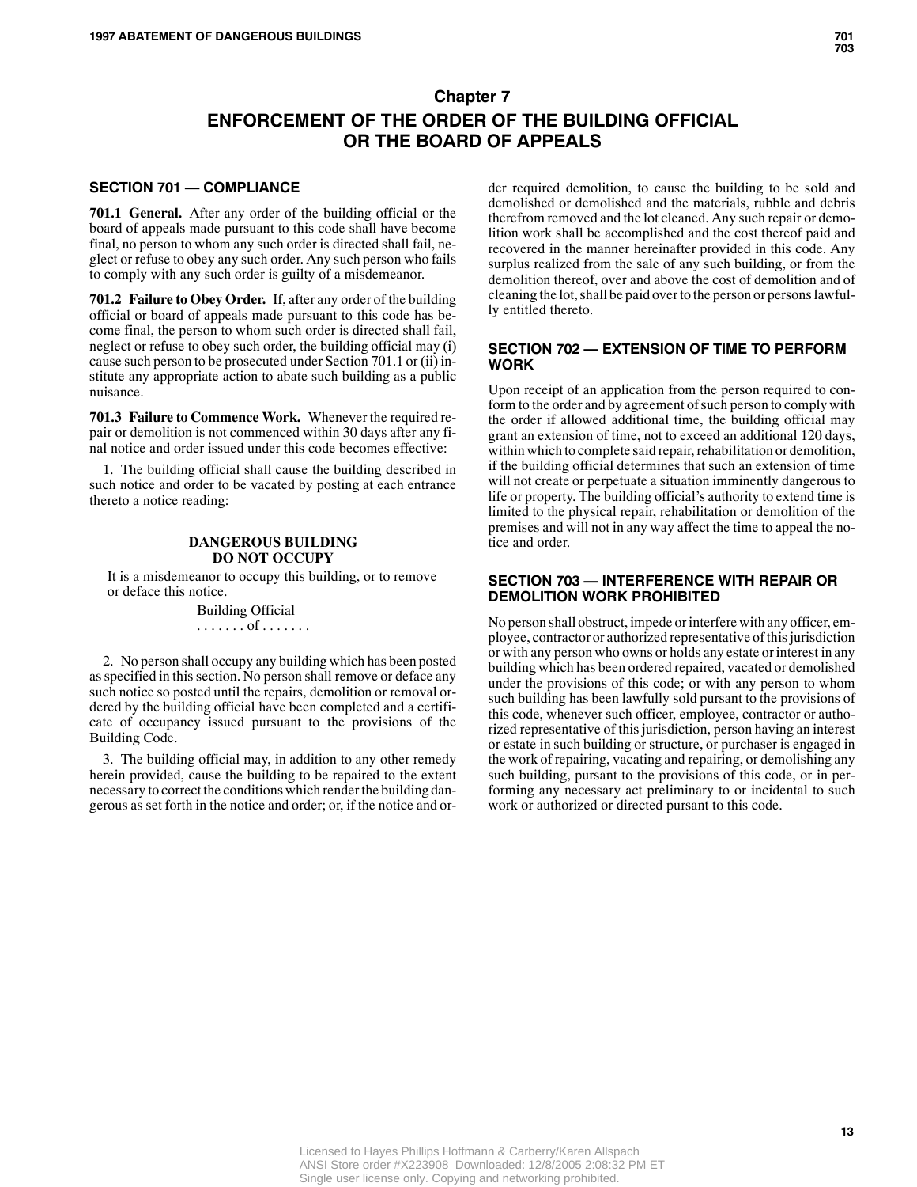# Chapter 7

# ENFORCEMENT OF THE ORDER OF THE BUILDING OFFICIAL OR THE BOARD OF APPEALS

## SECTION 701 — COMPLIANCE

**701.1 General.** After any order of the building official or the board of appeals made pursuant to this code shall have become final, no person to whom any such order is directed shall fail, neglect or refuse to obey any such order. Any such person who fails to comply with any such order is guilty of a misdemeanor.

**701.2 Failure to Obey Order.** If, after any order of the building official or board of appeals made pursuant to this code has become final, the person to whom such order is directed shall fail, neglect or refuse to obey such order, the building official may (i) cause such person to be prosecuted under Section 701.1 or (ii) institute any appropriate action to abate such building as a public nuisance.

**701.3 Failure to Commence Work.** Whenever the required repair or demolition is not commenced within 30 days after any final notice and order issued under this code becomes effective:

1. The building official shall cause the building described in such notice and order to be vacated by posting at each entrance thereto a notice reading:

> **DANGEROUS BUILDING**
> **DO NOT OCCUPY**
>
> It is a misdemeanor to occupy this building, or to remove or deface this notice.
>
> Building Official
> . . . . . . . of . . . . . . .

2. No person shall occupy any building which has been posted as specified in this section. No person shall remove or deface any such notice so posted until the repairs, demolition or removal ordered by the building official have been completed and a certificate of occupancy issued pursuant to the provisions of the Building Code.

3. The building official may, in addition to any other remedy herein provided, cause the building to be repaired to the extent necessary to correct the conditions which render the building dangerous as set forth in the notice and order; or, if the notice and order required demolition, to cause the building to be sold and demolished or demolished and the materials, rubble and debris therefrom removed and the lot cleaned. Any such repair or demolition work shall be accomplished and the cost thereof paid and recovered in the manner hereinafter provided in this code. Any surplus realized from the sale of any such building, or from the demolition thereof, over and above the cost of demolition and of cleaning the lot, shall be paid over to the person or persons lawfully entitled thereto.

## SECTION 702 — EXTENSION OF TIME TO PERFORM WORK

Upon receipt of an application from the person required to conform to the order and by agreement of such person to comply with the order if allowed additional time, the building official may grant an extension of time, not to exceed an additional 120 days, within which to complete said repair, rehabilitation or demolition, if the building official determines that such an extension of time will not create or perpetuate a situation imminently dangerous to life or property. The building official's authority to extend time is limited to the physical repair, rehabilitation or demolition of the premises and will not in any way affect the time to appeal the notice and order.

## SECTION 703 — INTERFERENCE WITH REPAIR OR DEMOLITION WORK PROHIBITED

No person shall obstruct, impede or interfere with any officer, employee, contractor or authorized representative of this jurisdiction or with any person who owns or holds any estate or interest in any building which has been ordered repaired, vacated or demolished under the provisions of this code; or with any person to whom such building has been lawfully sold pursuant to the provisions of this code, whenever such officer, employee, contractor or authorized representative of this jurisdiction, person having an interest or estate in such building or structure, or purchaser is engaged in the work of repairing, vacating and repairing, or demolishing any such building, pursuant to the provisions of this code, or in performing any necessary act preliminary to or incidental to such work or authorized or directed pursuant to this code.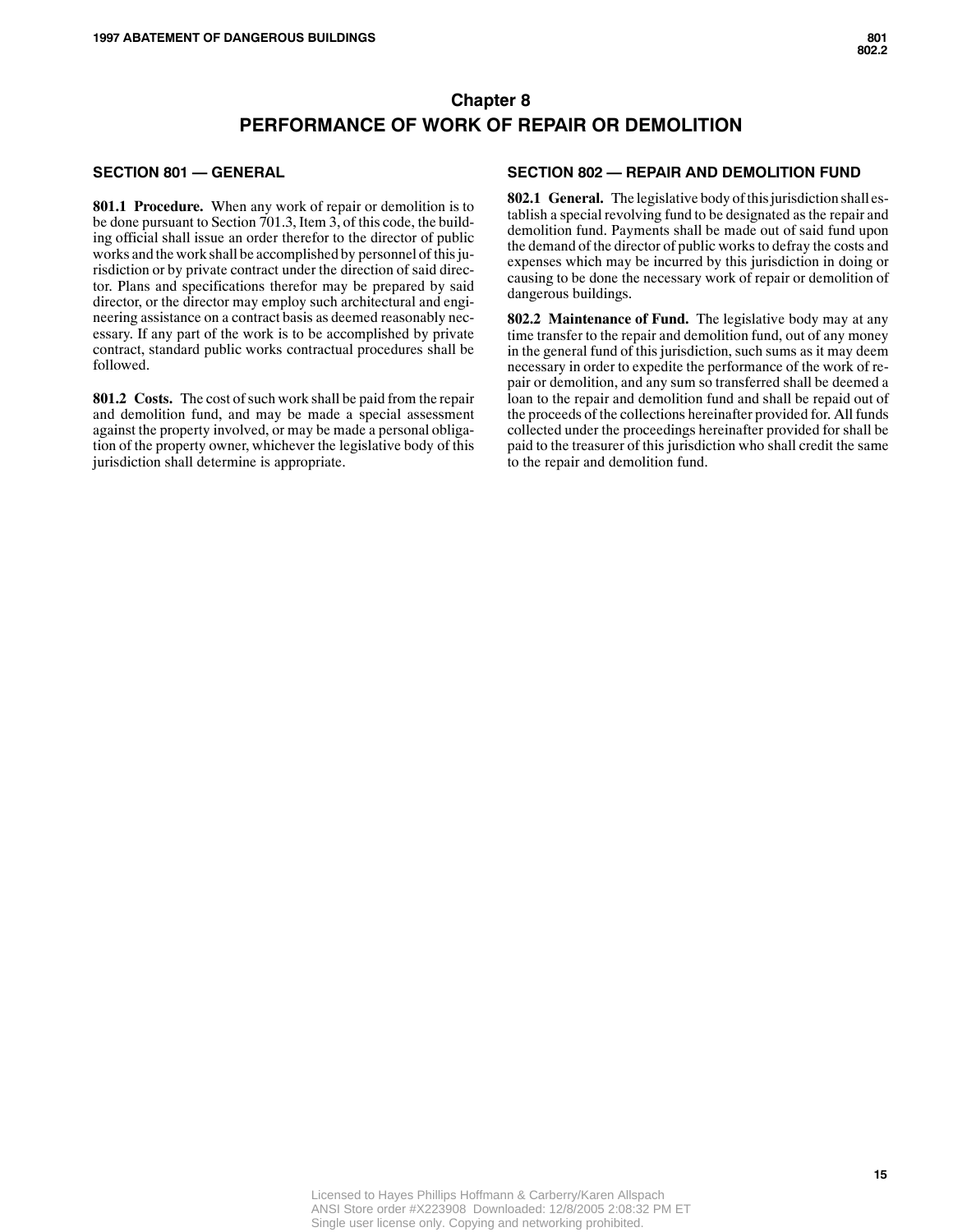# Chapter 8
# PERFORMANCE OF WORK OF REPAIR OR DEMOLITION

## SECTION 801 — GENERAL

**801.1 Procedure.** When any work of repair or demolition is to be done pursuant to Section 701.3, Item 3, of this code, the building official shall issue an order therefor to the director of public works and the work shall be accomplished by personnel of this jurisdiction or by private contract under the direction of said director. Plans and specifications therefor may be prepared by said director, or the director may employ such architectural and engineering assistance on a contract basis as deemed reasonably necessary. If any part of the work is to be accomplished by private contract, standard public works contractual procedures shall be followed.

**801.2 Costs.** The cost of such work shall be paid from the repair and demolition fund, and may be made a special assessment against the property involved, or may be made a personal obligation of the property owner, whichever the legislative body of this jurisdiction shall determine is appropriate.

## SECTION 802 — REPAIR AND DEMOLITION FUND

**802.1 General.** The legislative body of this jurisdiction shall establish a special revolving fund to be designated as the repair and demolition fund. Payments shall be made out of said fund upon the demand of the director of public works to defray the costs and expenses which may be incurred by this jurisdiction in doing or causing to be done the necessary work of repair or demolition of dangerous buildings.

**802.2 Maintenance of Fund.** The legislative body may at any time transfer to the repair and demolition fund, out of any money in the general fund of this jurisdiction, such sums as it may deem necessary in order to expedite the performance of the work of repair or demolition, and any sum so transferred shall be deemed a loan to the repair and demolition fund and shall be repaid out of the proceeds of the collections hereinafter provided for. All funds collected under the proceedings hereinafter provided for shall be paid to the treasurer of this jurisdiction who shall credit the same to the repair and demolition fund.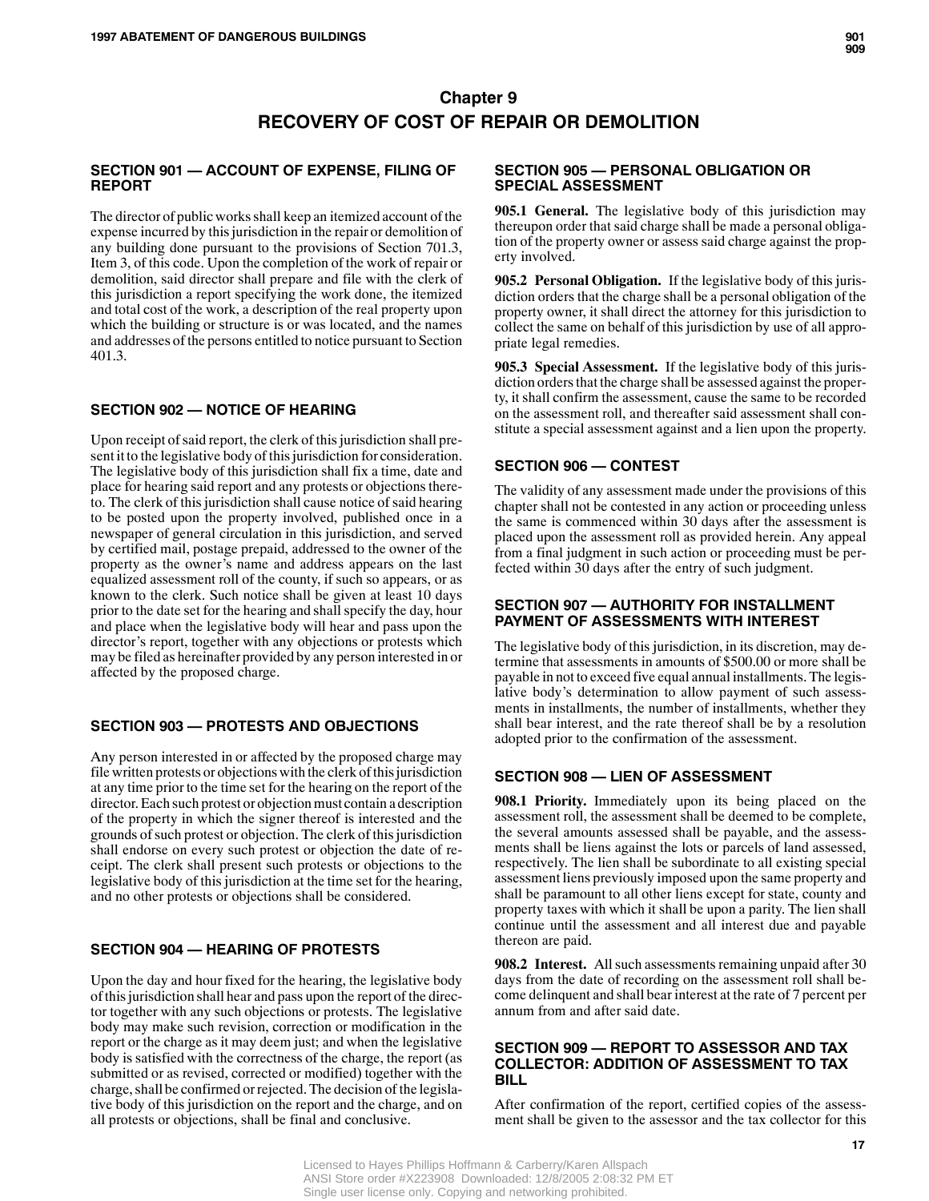# Chapter 9
# RECOVERY OF COST OF REPAIR OR DEMOLITION

## SECTION 901 — ACCOUNT OF EXPENSE, FILING OF REPORT

The director of public works shall keep an itemized account of the expense incurred by this jurisdiction in the repair or demolition of any building done pursuant to the provisions of Section 701.3, Item 3, of this code. Upon the completion of the work of repair or demolition, said director shall prepare and file with the clerk of this jurisdiction a report specifying the work done, the itemized and total cost of the work, a description of the real property upon which the building or structure is or was located, and the names and addresses of the persons entitled to notice pursuant to Section 401.3.

## SECTION 902 — NOTICE OF HEARING

Upon receipt of said report, the clerk of this jurisdiction shall present it to the legislative body of this jurisdiction for consideration. The legislative body of this jurisdiction shall fix a time, date and place for hearing said report and any protests or objections thereto. The clerk of this jurisdiction shall cause notice of said hearing to be posted upon the property involved, published once in a newspaper of general circulation in this jurisdiction, and served by certified mail, postage prepaid, addressed to the owner of the property as the owner's name and address appears on the last equalized assessment roll of the county, if such so appears, or as known to the clerk. Such notice shall be given at least 10 days prior to the date set for the hearing and shall specify the day, hour and place when the legislative body will hear and pass upon the director's report, together with any objections or protests which may be filed as hereinafter provided by any person interested in or affected by the proposed charge.

## SECTION 903 — PROTESTS AND OBJECTIONS

Any person interested in or affected by the proposed charge may file written protests or objections with the clerk of this jurisdiction at any time prior to the time set for the hearing on the report of the director. Each such protest or objection must contain a description of the property in which the signer thereof is interested and the grounds of such protest or objection. The clerk of this jurisdiction shall endorse on every such protest or objection the date of receipt. The clerk shall present such protests or objections to the legislative body of this jurisdiction at the time set for the hearing, and no other protests or objections shall be considered.

## SECTION 904 — HEARING OF PROTESTS

Upon the day and hour fixed for the hearing, the legislative body of this jurisdiction shall hear and pass upon the report of the director together with any such objections or protests. The legislative body may make such revision, correction or modification in the report or the charge as it may deem just; and when the legislative body is satisfied with the correctness of the charge, the report (as submitted or as revised, corrected or modified) together with the charge, shall be confirmed or rejected. The decision of the legislative body of this jurisdiction on the report and the charge, and on all protests or objections, shall be final and conclusive.

## SECTION 905 — PERSONAL OBLIGATION OR SPECIAL ASSESSMENT

**905.1 General.** The legislative body of this jurisdiction may thereupon order that said charge shall be made a personal obligation of the property owner or assess said charge against the property involved.

**905.2 Personal Obligation.** If the legislative body of this jurisdiction orders that the charge shall be a personal obligation of the property owner, it shall direct the attorney for this jurisdiction to collect the same on behalf of this jurisdiction by use of all appropriate legal remedies.

**905.3 Special Assessment.** If the legislative body of this jurisdiction orders that the charge shall be assessed against the property, it shall confirm the assessment, cause the same to be recorded on the assessment roll, and thereafter said assessment shall constitute a special assessment against and a lien upon the property.

## SECTION 906 — CONTEST

The validity of any assessment made under the provisions of this chapter shall not be contested in any action or proceeding unless the same is commenced within 30 days after the assessment is placed upon the assessment roll as provided herein. Any appeal from a final judgment in such action or proceeding must be perfected within 30 days after the entry of such judgment.

## SECTION 907 — AUTHORITY FOR INSTALLMENT PAYMENT OF ASSESSMENTS WITH INTEREST

The legislative body of this jurisdiction, in its discretion, may determine that assessments in amounts of $500.00 or more shall be payable in not to exceed five equal annual installments. The legislative body's determination to allow payment of such assessments in installments, the number of installments, whether they shall bear interest, and the rate thereof shall be by a resolution adopted prior to the confirmation of the assessment.

## SECTION 908 — LIEN OF ASSESSMENT

**908.1 Priority.** Immediately upon its being placed on the assessment roll, the assessment shall be deemed to be complete, the several amounts assessed shall be payable, and the assessments shall be liens against the lots or parcels of land assessed, respectively. The lien shall be subordinate to all existing special assessment liens previously imposed upon the same property and shall be paramount to all other liens except for state, county and property taxes with which it shall be upon a parity. The lien shall continue until the assessment and all interest due and payable thereon are paid.

**908.2 Interest.** All such assessments remaining unpaid after 30 days from the date of recording on the assessment roll shall become delinquent and shall bear interest at the rate of 7 percent per annum from and after said date.

## SECTION 909 — REPORT TO ASSESSOR AND TAX COLLECTOR: ADDITION OF ASSESSMENT TO TAX BILL

After confirmation of the report, certified copies of the assessment shall be given to the assessor and the tax collector for this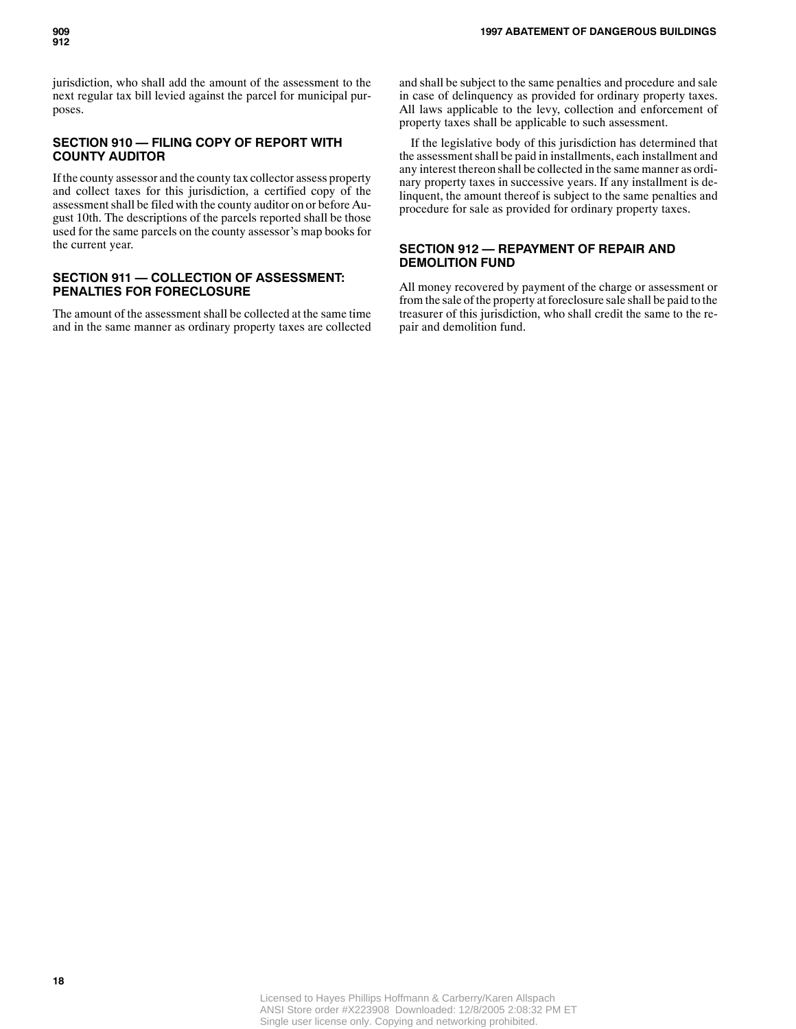jurisdiction, who shall add the amount of the assessment to the next regular tax bill levied against the parcel for municipal purposes.

## SECTION 910 — FILING COPY OF REPORT WITH COUNTY AUDITOR

If the county assessor and the county tax collector assess property and collect taxes for this jurisdiction, a certified copy of the assessment shall be filed with the county auditor on or before August 10th. The descriptions of the parcels reported shall be those used for the same parcels on the county assessor's map books for the current year.

## SECTION 911 — COLLECTION OF ASSESSMENT: PENALTIES FOR FORECLOSURE

The amount of the assessment shall be collected at the same time and in the same manner as ordinary property taxes are collected and shall be subject to the same penalties and procedure and sale in case of delinquency as provided for ordinary property taxes. All laws applicable to the levy, collection and enforcement of property taxes shall be applicable to such assessment.

If the legislative body of this jurisdiction has determined that the assessment shall be paid in installments, each installment and any interest thereon shall be collected in the same manner as ordinary property taxes in successive years. If any installment is delinquent, the amount thereof is subject to the same penalties and procedure for sale as provided for ordinary property taxes.

## SECTION 912 — REPAYMENT OF REPAIR AND DEMOLITION FUND

All money recovered by payment of the charge or assessment or from the sale of the property at foreclosure sale shall be paid to the treasurer of this jurisdiction, who shall credit the same to the repair and demolition fund.